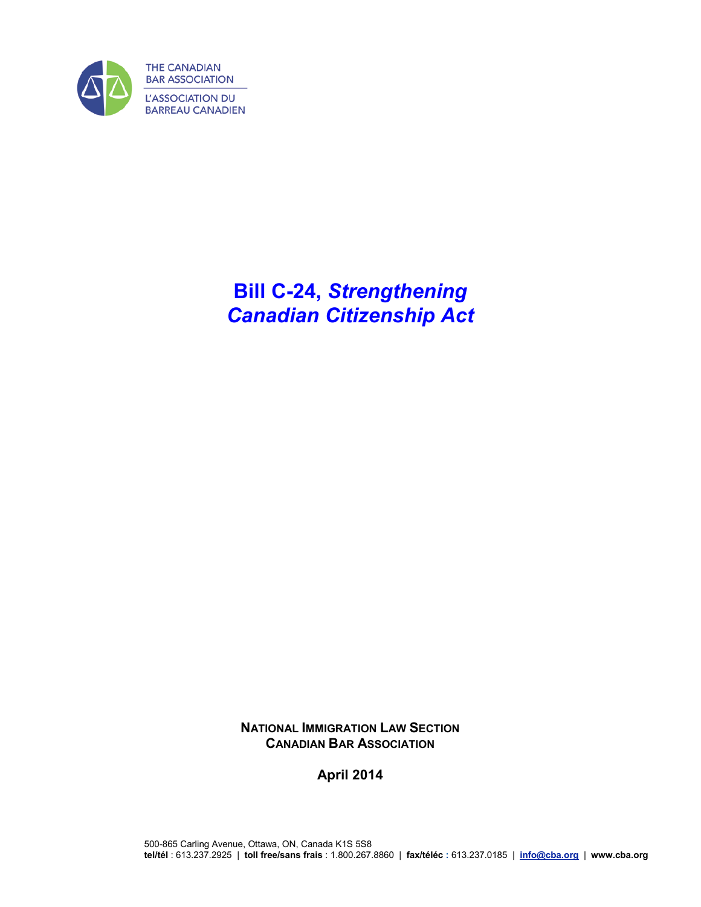THE CANADIAN BAR ASSOCIATION

L'ASSOCIATION DU BARREAU CANADIEN

# Bill C-24, *Strengthening Canadian Citizenship Act*

**NATIONAL IMMIGRATION LAW SECTION**
**CANADIAN BAR ASSOCIATION**

**April 2014**

500-865 Carling Avenue, Ottawa, ON, Canada K1S 5S8
**tel/tél** : 613.237.2925 | **toll free/sans frais** : 1.800.267.8860 | **fax/téléc** : 613.237.0185 | **info@cba.org** | **www.cba.org**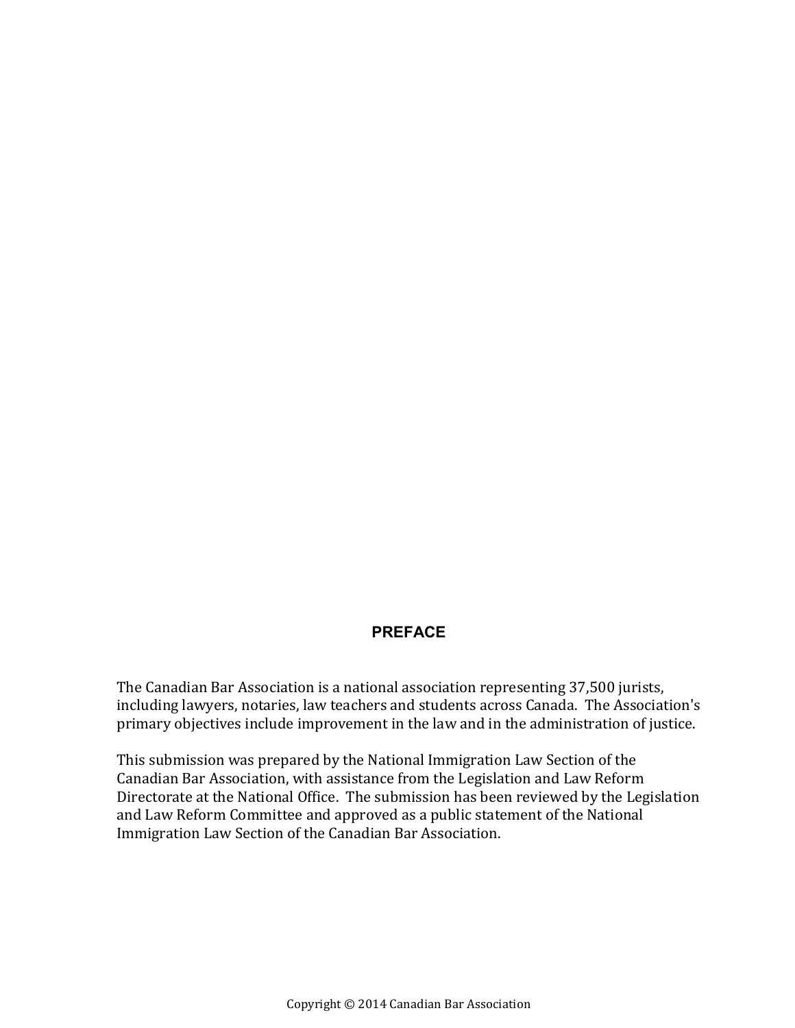## PREFACE

The Canadian Bar Association is a national association representing 37,500 jurists, including lawyers, notaries, law teachers and students across Canada. The Association's primary objectives include improvement in the law and in the administration of justice.

This submission was prepared by the National Immigration Law Section of the Canadian Bar Association, with assistance from the Legislation and Law Reform Directorate at the National Office. The submission has been reviewed by the Legislation and Law Reform Committee and approved as a public statement of the National Immigration Law Section of the Canadian Bar Association.

Copyright © 2014 Canadian Bar Association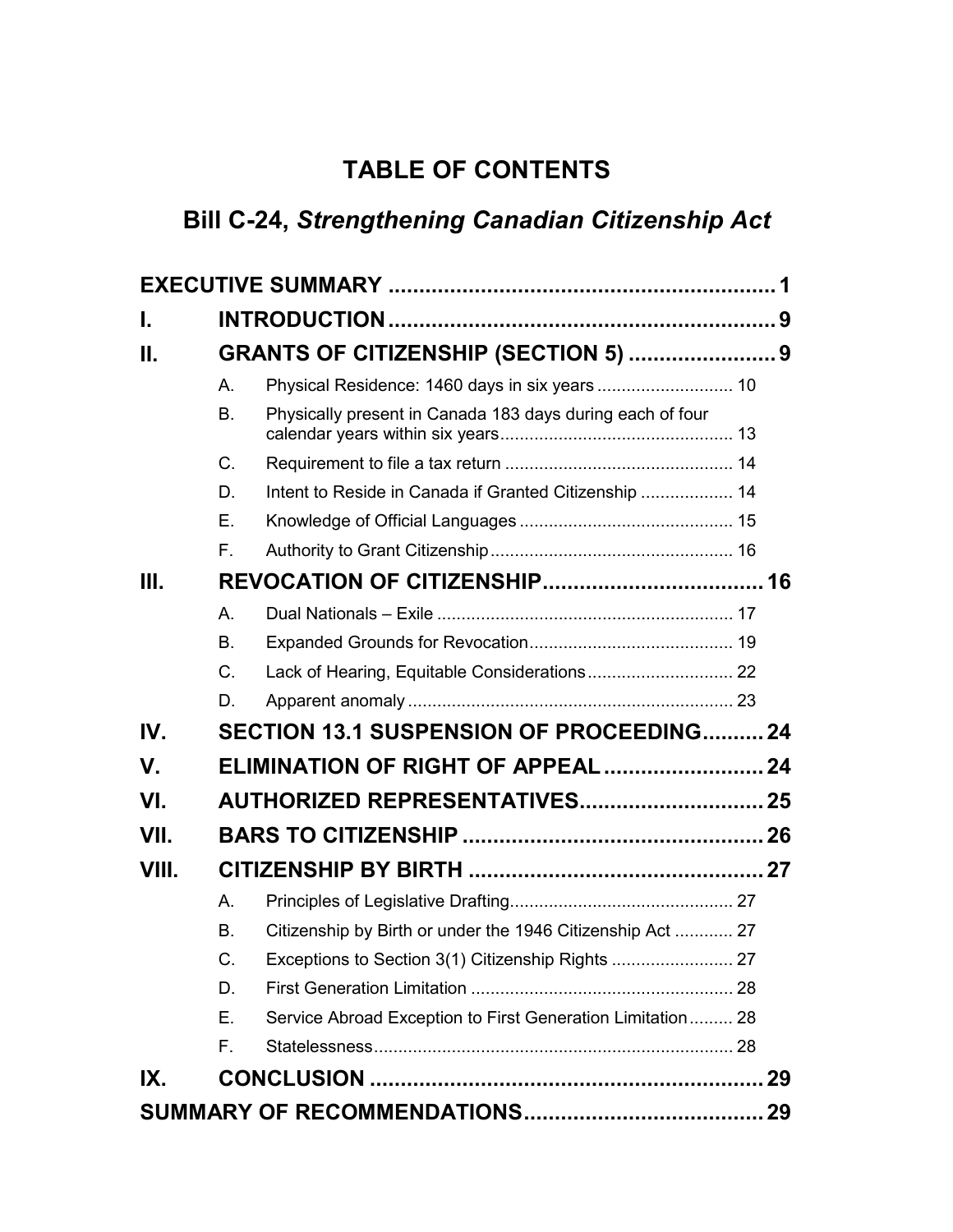# TABLE OF CONTENTS

## Bill C-24, *Strengthening Canadian Citizenship Act*

**EXECUTIVE SUMMARY .............................................................. 1**

**I. INTRODUCTION .............................................................. 9**

**II. GRANTS OF CITIZENSHIP (SECTION 5) ........................ 9**

- A. Physical Residence: 1460 days in six years ............................ 10
- B. Physically present in Canada 183 days during each of four calendar years within six years ............................................... 13
- C. Requirement to file a tax return ............................................... 14
- D. Intent to Reside in Canada if Granted Citizenship ................... 14
- E. Knowledge of Official Languages ............................................ 15
- F. Authority to Grant Citizenship .................................................. 16

**III. REVOCATION OF CITIZENSHIP .................................... 16**

- A. Dual Nationals – Exile ............................................................. 17
- B. Expanded Grounds for Revocation .......................................... 19
- C. Lack of Hearing, Equitable Considerations .............................. 22
- D. Apparent anomaly ................................................................... 23

**IV. SECTION 13.1 SUSPENSION OF PROCEEDING .......... 24**

**V. ELIMINATION OF RIGHT OF APPEAL .......................... 24**

**VI. AUTHORIZED REPRESENTATIVES .............................. 25**

**VII. BARS TO CITIZENSHIP ................................................. 26**

**VIII. CITIZENSHIP BY BIRTH ................................................ 27**

- A. Principles of Legislative Drafting .............................................. 27
- B. Citizenship by Birth or under the 1946 Citizenship Act ............ 27
- C. Exceptions to Section 3(1) Citizenship Rights ......................... 27
- D. First Generation Limitation ...................................................... 28
- E. Service Abroad Exception to First Generation Limitation ......... 28
- F. Statelessness ........................................................................... 28

**IX. CONCLUSION ............................................................... 29**

**SUMMARY OF RECOMMENDATIONS ...................................... 29**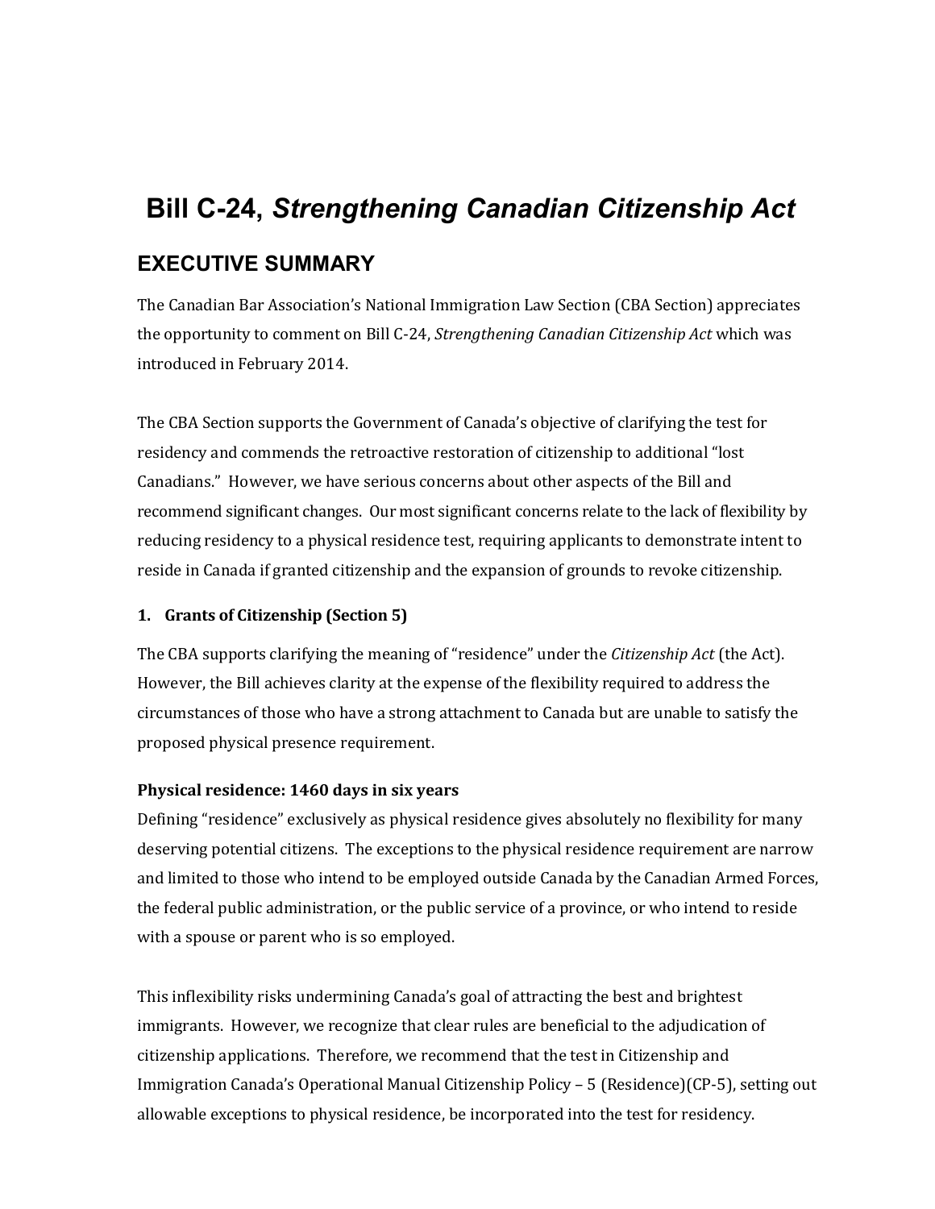# Bill C-24, *Strengthening Canadian Citizenship Act*

## EXECUTIVE SUMMARY

The Canadian Bar Association's National Immigration Law Section (CBA Section) appreciates the opportunity to comment on Bill C-24, *Strengthening Canadian Citizenship Act* which was introduced in February 2014.

The CBA Section supports the Government of Canada's objective of clarifying the test for residency and commends the retroactive restoration of citizenship to additional "lost Canadians." However, we have serious concerns about other aspects of the Bill and recommend significant changes. Our most significant concerns relate to the lack of flexibility by reducing residency to a physical residence test, requiring applicants to demonstrate intent to reside in Canada if granted citizenship and the expansion of grounds to revoke citizenship.

### 1. Grants of Citizenship (Section 5)

The CBA supports clarifying the meaning of "residence" under the *Citizenship Act* (the Act). However, the Bill achieves clarity at the expense of the flexibility required to address the circumstances of those who have a strong attachment to Canada but are unable to satisfy the proposed physical presence requirement.

**Physical residence: 1460 days in six years**

Defining "residence" exclusively as physical residence gives absolutely no flexibility for many deserving potential citizens. The exceptions to the physical residence requirement are narrow and limited to those who intend to be employed outside Canada by the Canadian Armed Forces, the federal public administration, or the public service of a province, or who intend to reside with a spouse or parent who is so employed.

This inflexibility risks undermining Canada's goal of attracting the best and brightest immigrants. However, we recognize that clear rules are beneficial to the adjudication of citizenship applications. Therefore, we recommend that the test in Citizenship and Immigration Canada's Operational Manual Citizenship Policy – 5 (Residence)(CP-5), setting out allowable exceptions to physical residence, be incorporated into the test for residency.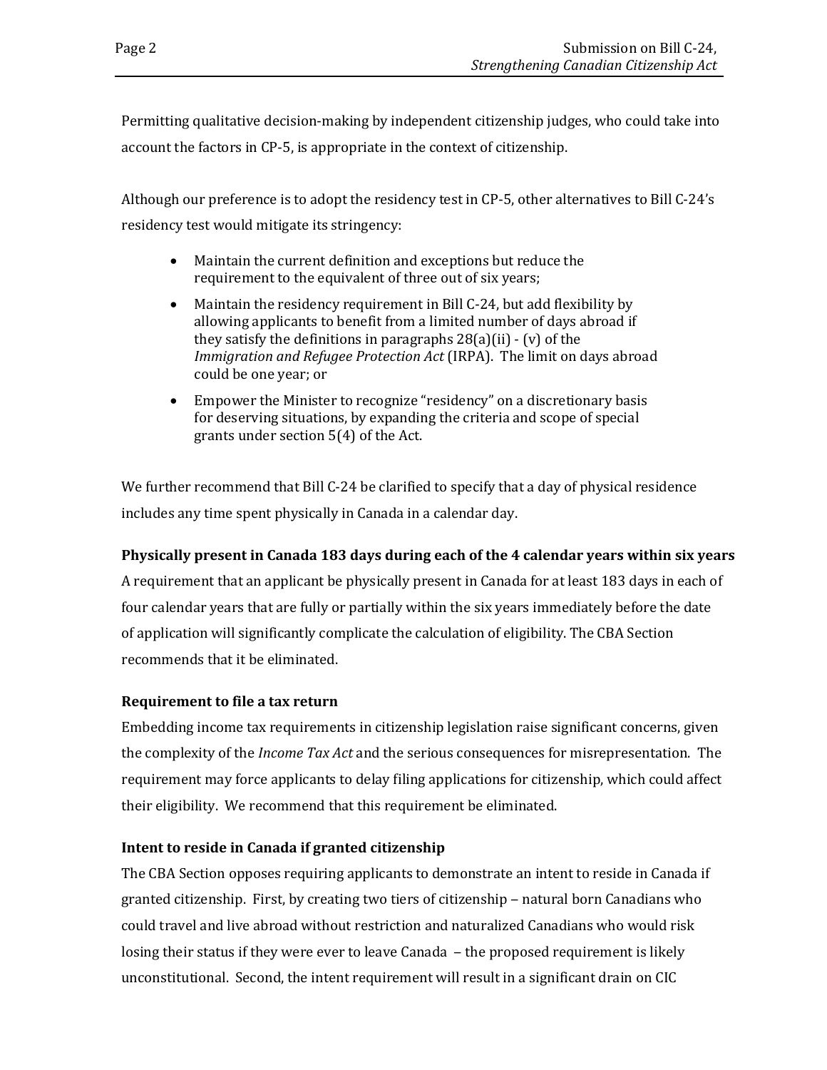Permitting qualitative decision-making by independent citizenship judges, who could take into account the factors in CP-5, is appropriate in the context of citizenship.

Although our preference is to adopt the residency test in CP-5, other alternatives to Bill C-24's residency test would mitigate its stringency:

- Maintain the current definition and exceptions but reduce the requirement to the equivalent of three out of six years;
- Maintain the residency requirement in Bill C-24, but add flexibility by allowing applicants to benefit from a limited number of days abroad if they satisfy the definitions in paragraphs 28(a)(ii) - (v) of the *Immigration and Refugee Protection Act* (IRPA). The limit on days abroad could be one year; or
- Empower the Minister to recognize "residency" on a discretionary basis for deserving situations, by expanding the criteria and scope of special grants under section 5(4) of the Act.

We further recommend that Bill C-24 be clarified to specify that a day of physical residence includes any time spent physically in Canada in a calendar day.

**Physically present in Canada 183 days during each of the 4 calendar years within six years**

A requirement that an applicant be physically present in Canada for at least 183 days in each of four calendar years that are fully or partially within the six years immediately before the date of application will significantly complicate the calculation of eligibility. The CBA Section recommends that it be eliminated.

**Requirement to file a tax return**

Embedding income tax requirements in citizenship legislation raise significant concerns, given the complexity of the *Income Tax Act* and the serious consequences for misrepresentation. The requirement may force applicants to delay filing applications for citizenship, which could affect their eligibility. We recommend that this requirement be eliminated.

**Intent to reside in Canada if granted citizenship**

The CBA Section opposes requiring applicants to demonstrate an intent to reside in Canada if granted citizenship. First, by creating two tiers of citizenship – natural born Canadians who could travel and live abroad without restriction and naturalized Canadians who would risk losing their status if they were ever to leave Canada – the proposed requirement is likely unconstitutional. Second, the intent requirement will result in a significant drain on CIC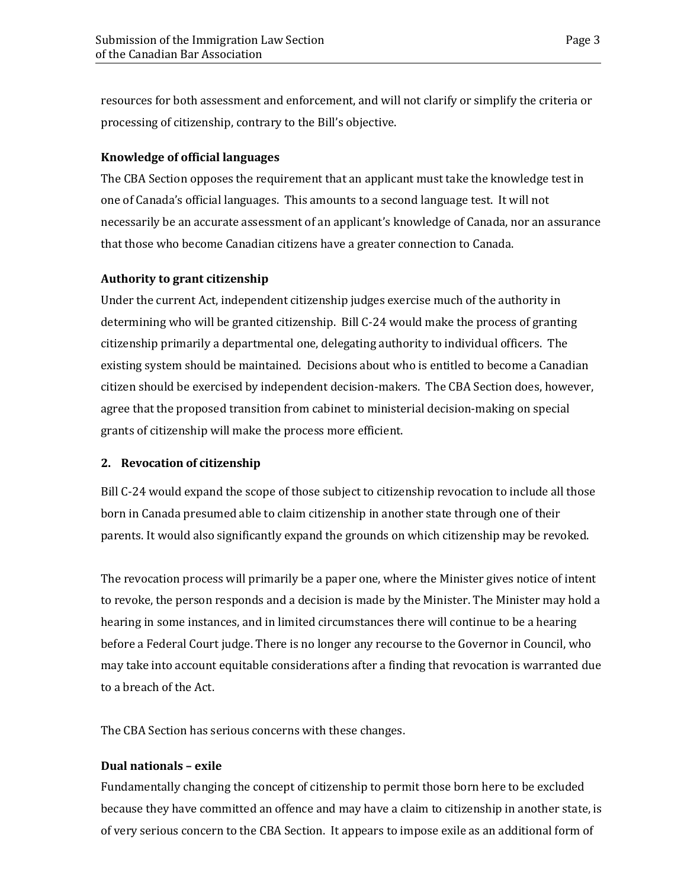resources for both assessment and enforcement, and will not clarify or simplify the criteria or processing of citizenship, contrary to the Bill's objective.

**Knowledge of official languages**

The CBA Section opposes the requirement that an applicant must take the knowledge test in one of Canada's official languages. This amounts to a second language test. It will not necessarily be an accurate assessment of an applicant's knowledge of Canada, nor an assurance that those who become Canadian citizens have a greater connection to Canada.

**Authority to grant citizenship**

Under the current Act, independent citizenship judges exercise much of the authority in determining who will be granted citizenship. Bill C-24 would make the process of granting citizenship primarily a departmental one, delegating authority to individual officers. The existing system should be maintained. Decisions about who is entitled to become a Canadian citizen should be exercised by independent decision-makers. The CBA Section does, however, agree that the proposed transition from cabinet to ministerial decision-making on special grants of citizenship will make the process more efficient.

## 2. Revocation of citizenship

Bill C-24 would expand the scope of those subject to citizenship revocation to include all those born in Canada presumed able to claim citizenship in another state through one of their parents. It would also significantly expand the grounds on which citizenship may be revoked.

The revocation process will primarily be a paper one, where the Minister gives notice of intent to revoke, the person responds and a decision is made by the Minister. The Minister may hold a hearing in some instances, and in limited circumstances there will continue to be a hearing before a Federal Court judge. There is no longer any recourse to the Governor in Council, who may take into account equitable considerations after a finding that revocation is warranted due to a breach of the Act.

The CBA Section has serious concerns with these changes.

**Dual nationals – exile**

Fundamentally changing the concept of citizenship to permit those born here to be excluded because they have committed an offence and may have a claim to citizenship in another state, is of very serious concern to the CBA Section. It appears to impose exile as an additional form of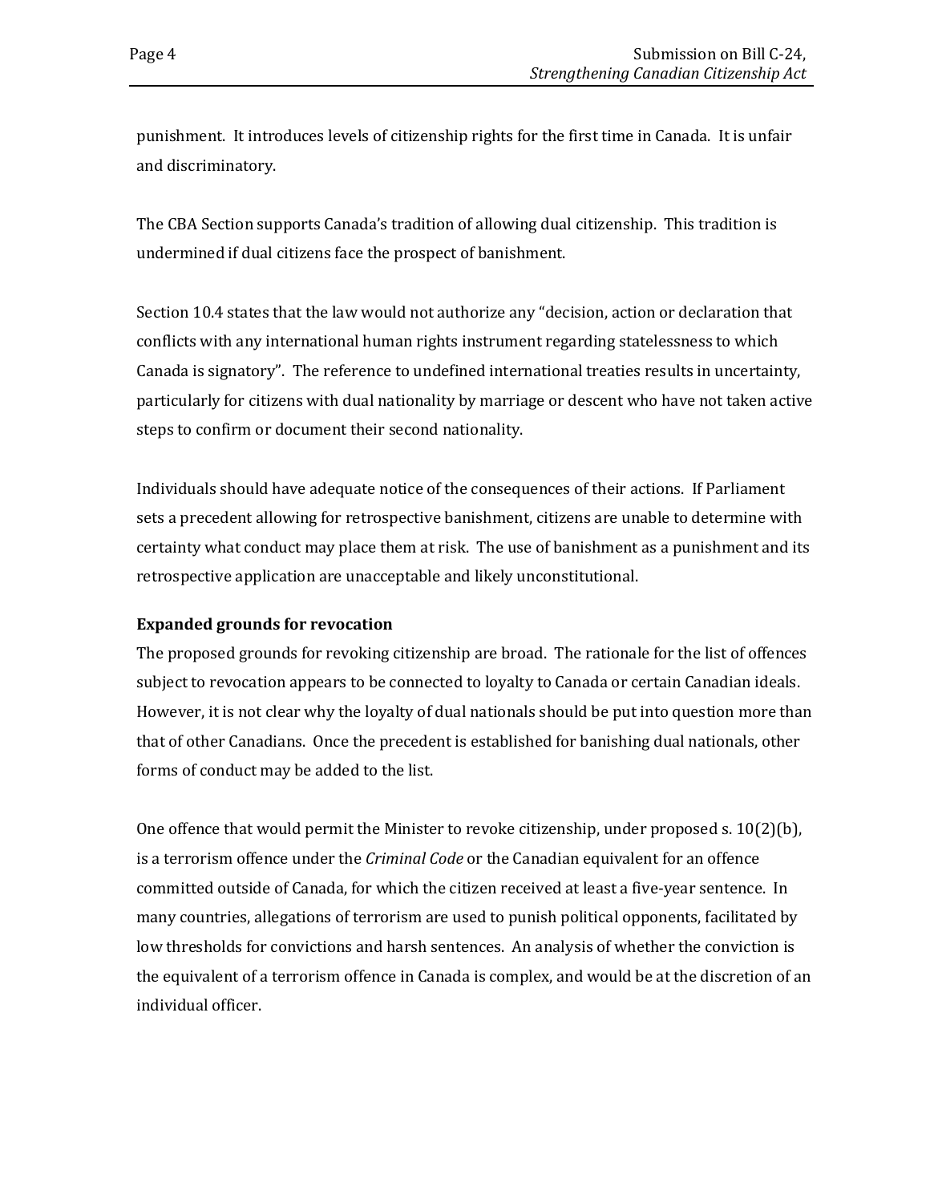punishment. It introduces levels of citizenship rights for the first time in Canada. It is unfair and discriminatory.

The CBA Section supports Canada's tradition of allowing dual citizenship. This tradition is undermined if dual citizens face the prospect of banishment.

Section 10.4 states that the law would not authorize any "decision, action or declaration that conflicts with any international human rights instrument regarding statelessness to which Canada is signatory". The reference to undefined international treaties results in uncertainty, particularly for citizens with dual nationality by marriage or descent who have not taken active steps to confirm or document their second nationality.

Individuals should have adequate notice of the consequences of their actions. If Parliament sets a precedent allowing for retrospective banishment, citizens are unable to determine with certainty what conduct may place them at risk. The use of banishment as a punishment and its retrospective application are unacceptable and likely unconstitutional.

**Expanded grounds for revocation**

The proposed grounds for revoking citizenship are broad. The rationale for the list of offences subject to revocation appears to be connected to loyalty to Canada or certain Canadian ideals. However, it is not clear why the loyalty of dual nationals should be put into question more than that of other Canadians. Once the precedent is established for banishing dual nationals, other forms of conduct may be added to the list.

One offence that would permit the Minister to revoke citizenship, under proposed s. 10(2)(b), is a terrorism offence under the *Criminal Code* or the Canadian equivalent for an offence committed outside of Canada, for which the citizen received at least a five-year sentence. In many countries, allegations of terrorism are used to punish political opponents, facilitated by low thresholds for convictions and harsh sentences. An analysis of whether the conviction is the equivalent of a terrorism offence in Canada is complex, and would be at the discretion of an individual officer.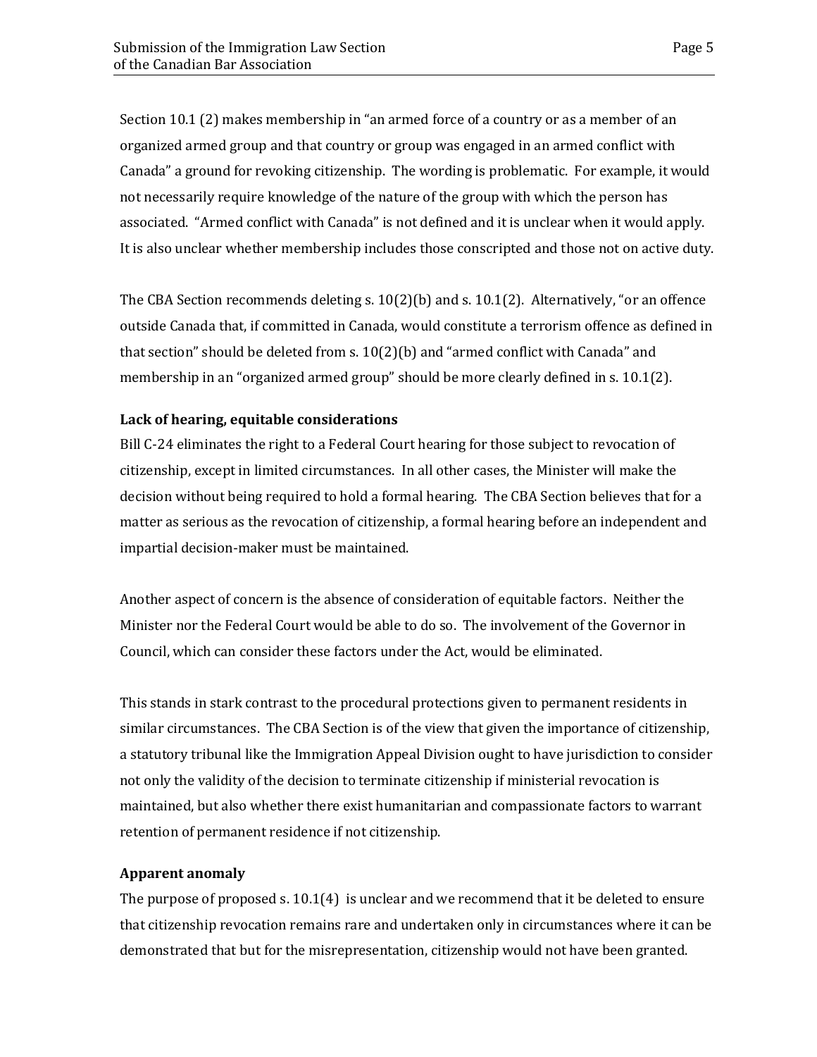Section 10.1 (2) makes membership in "an armed force of a country or as a member of an organized armed group and that country or group was engaged in an armed conflict with Canada" a ground for revoking citizenship. The wording is problematic. For example, it would not necessarily require knowledge of the nature of the group with which the person has associated. "Armed conflict with Canada" is not defined and it is unclear when it would apply. It is also unclear whether membership includes those conscripted and those not on active duty.

The CBA Section recommends deleting s. 10(2)(b) and s. 10.1(2). Alternatively, "or an offence outside Canada that, if committed in Canada, would constitute a terrorism offence as defined in that section" should be deleted from s. 10(2)(b) and "armed conflict with Canada" and membership in an "organized armed group" should be more clearly defined in s. 10.1(2).

**Lack of hearing, equitable considerations**

Bill C-24 eliminates the right to a Federal Court hearing for those subject to revocation of citizenship, except in limited circumstances. In all other cases, the Minister will make the decision without being required to hold a formal hearing. The CBA Section believes that for a matter as serious as the revocation of citizenship, a formal hearing before an independent and impartial decision-maker must be maintained.

Another aspect of concern is the absence of consideration of equitable factors. Neither the Minister nor the Federal Court would be able to do so. The involvement of the Governor in Council, which can consider these factors under the Act, would be eliminated.

This stands in stark contrast to the procedural protections given to permanent residents in similar circumstances. The CBA Section is of the view that given the importance of citizenship, a statutory tribunal like the Immigration Appeal Division ought to have jurisdiction to consider not only the validity of the decision to terminate citizenship if ministerial revocation is maintained, but also whether there exist humanitarian and compassionate factors to warrant retention of permanent residence if not citizenship.

**Apparent anomaly**

The purpose of proposed s. 10.1(4) is unclear and we recommend that it be deleted to ensure that citizenship revocation remains rare and undertaken only in circumstances where it can be demonstrated that but for the misrepresentation, citizenship would not have been granted.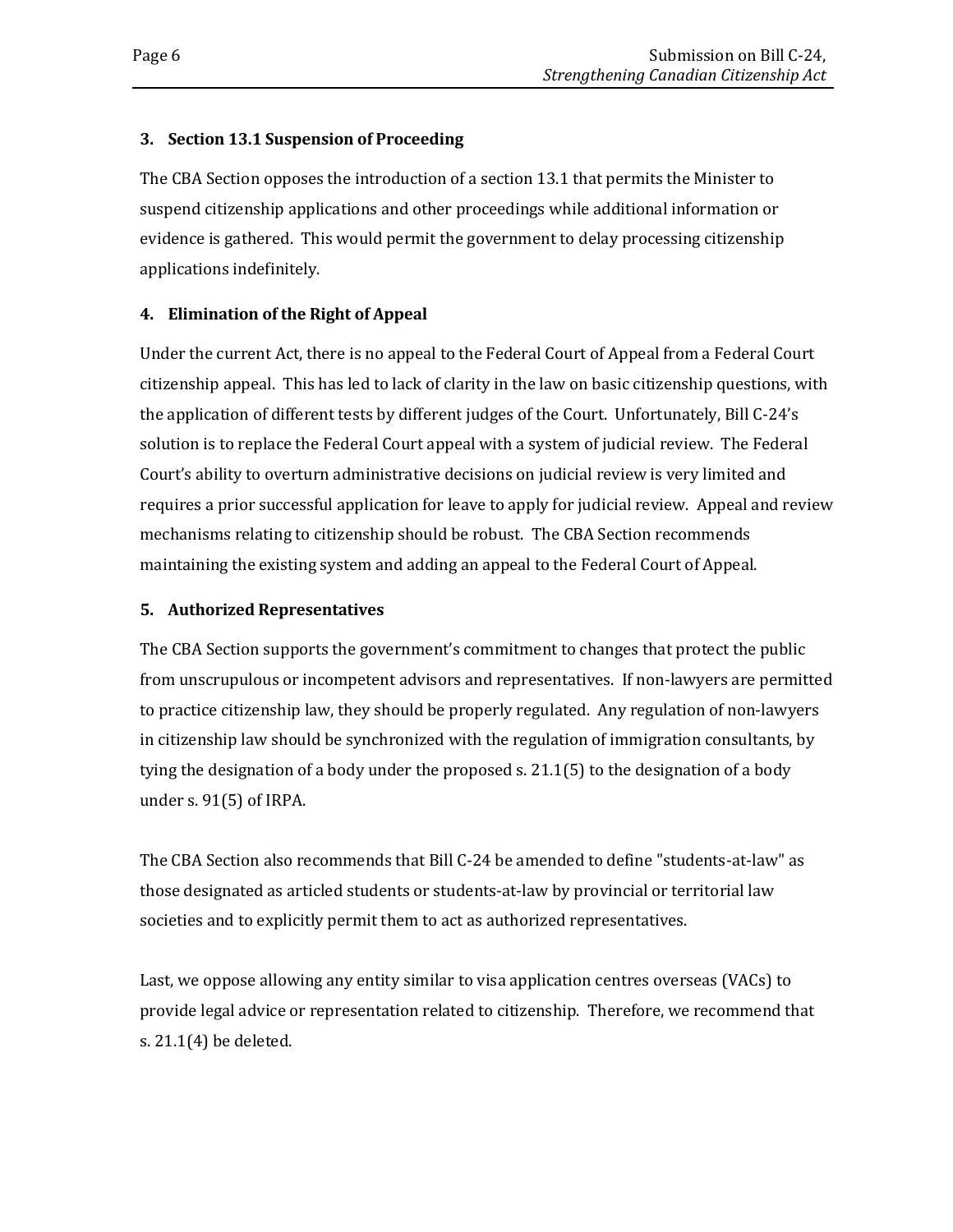### 3. Section 13.1 Suspension of Proceeding

The CBA Section opposes the introduction of a section 13.1 that permits the Minister to suspend citizenship applications and other proceedings while additional information or evidence is gathered. This would permit the government to delay processing citizenship applications indefinitely.

### 4. Elimination of the Right of Appeal

Under the current Act, there is no appeal to the Federal Court of Appeal from a Federal Court citizenship appeal. This has led to lack of clarity in the law on basic citizenship questions, with the application of different tests by different judges of the Court. Unfortunately, Bill C-24's solution is to replace the Federal Court appeal with a system of judicial review. The Federal Court's ability to overturn administrative decisions on judicial review is very limited and requires a prior successful application for leave to apply for judicial review. Appeal and review mechanisms relating to citizenship should be robust. The CBA Section recommends maintaining the existing system and adding an appeal to the Federal Court of Appeal.

### 5. Authorized Representatives

The CBA Section supports the government's commitment to changes that protect the public from unscrupulous or incompetent advisors and representatives. If non-lawyers are permitted to practice citizenship law, they should be properly regulated. Any regulation of non-lawyers in citizenship law should be synchronized with the regulation of immigration consultants, by tying the designation of a body under the proposed s. 21.1(5) to the designation of a body under s. 91(5) of IRPA.

The CBA Section also recommends that Bill C-24 be amended to define "students-at-law" as those designated as articled students or students-at-law by provincial or territorial law societies and to explicitly permit them to act as authorized representatives.

Last, we oppose allowing any entity similar to visa application centres overseas (VACs) to provide legal advice or representation related to citizenship. Therefore, we recommend that s. 21.1(4) be deleted.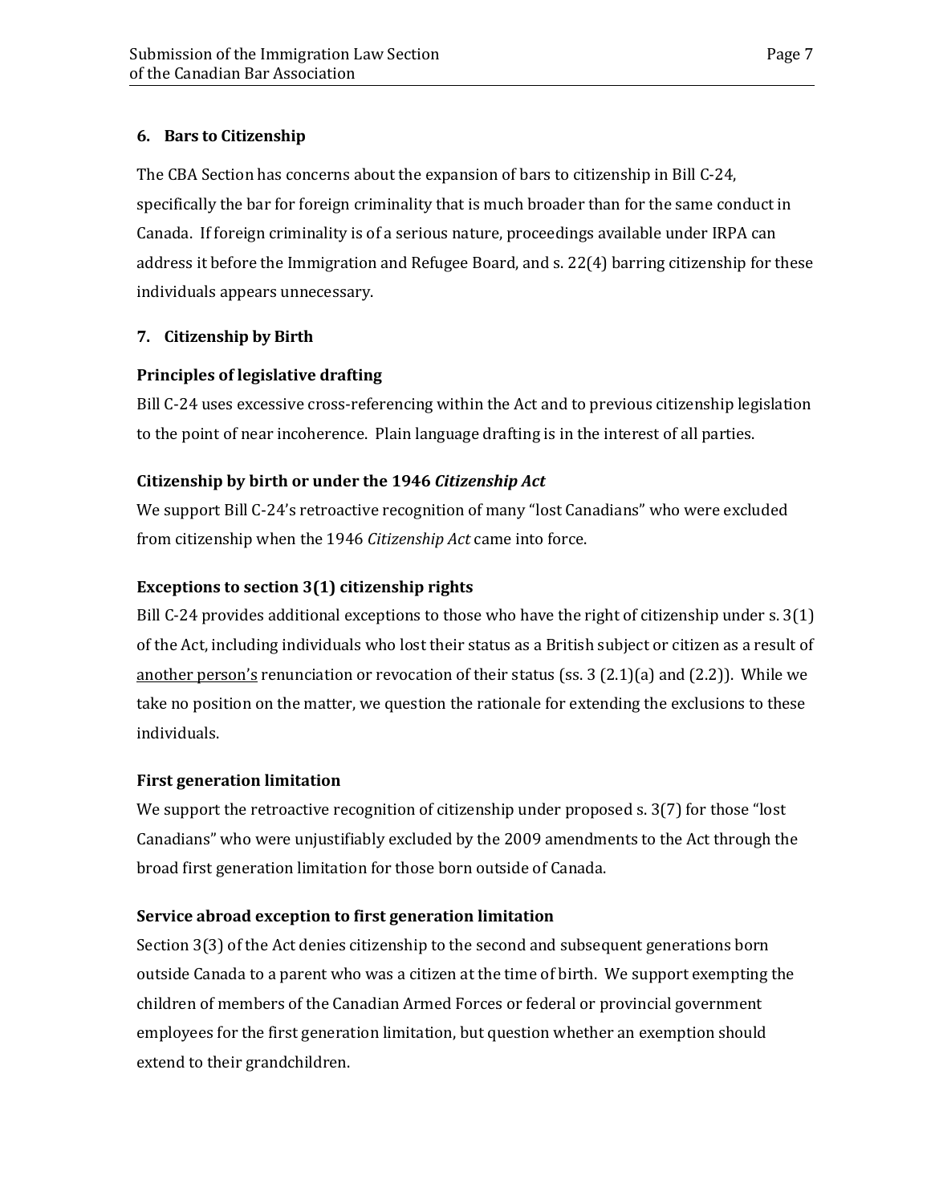## 6. Bars to Citizenship

The CBA Section has concerns about the expansion of bars to citizenship in Bill C-24, specifically the bar for foreign criminality that is much broader than for the same conduct in Canada. If foreign criminality is of a serious nature, proceedings available under IRPA can address it before the Immigration and Refugee Board, and s. 22(4) barring citizenship for these individuals appears unnecessary.

## 7. Citizenship by Birth

### Principles of legislative drafting

Bill C-24 uses excessive cross-referencing within the Act and to previous citizenship legislation to the point of near incoherence. Plain language drafting is in the interest of all parties.

### Citizenship by birth or under the 1946 *Citizenship Act*

We support Bill C-24's retroactive recognition of many "lost Canadians" who were excluded from citizenship when the 1946 *Citizenship Act* came into force.

### Exceptions to section 3(1) citizenship rights

Bill C-24 provides additional exceptions to those who have the right of citizenship under s. 3(1) of the Act, including individuals who lost their status as a British subject or citizen as a result of <u>another person's</u> renunciation or revocation of their status (ss. 3 (2.1)(a) and (2.2)). While we take no position on the matter, we question the rationale for extending the exclusions to these individuals.

### First generation limitation

We support the retroactive recognition of citizenship under proposed s. 3(7) for those "lost Canadians" who were unjustifiably excluded by the 2009 amendments to the Act through the broad first generation limitation for those born outside of Canada.

### Service abroad exception to first generation limitation

Section 3(3) of the Act denies citizenship to the second and subsequent generations born outside Canada to a parent who was a citizen at the time of birth. We support exempting the children of members of the Canadian Armed Forces or federal or provincial government employees for the first generation limitation, but question whether an exemption should extend to their grandchildren.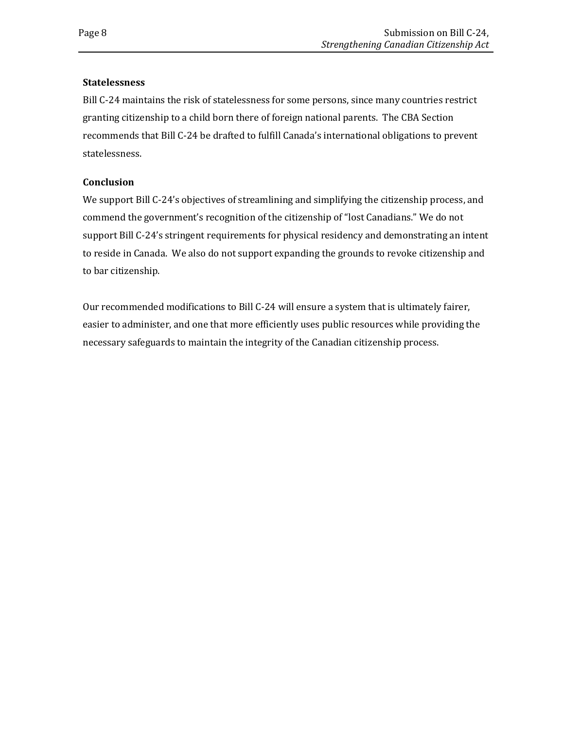### Statelessness

Bill C-24 maintains the risk of statelessness for some persons, since many countries restrict granting citizenship to a child born there of foreign national parents. The CBA Section recommends that Bill C-24 be drafted to fulfill Canada's international obligations to prevent statelessness.

### Conclusion

We support Bill C-24's objectives of streamlining and simplifying the citizenship process, and commend the government's recognition of the citizenship of "lost Canadians." We do not support Bill C-24's stringent requirements for physical residency and demonstrating an intent to reside in Canada. We also do not support expanding the grounds to revoke citizenship and to bar citizenship.

Our recommended modifications to Bill C-24 will ensure a system that is ultimately fairer, easier to administer, and one that more efficiently uses public resources while providing the necessary safeguards to maintain the integrity of the Canadian citizenship process.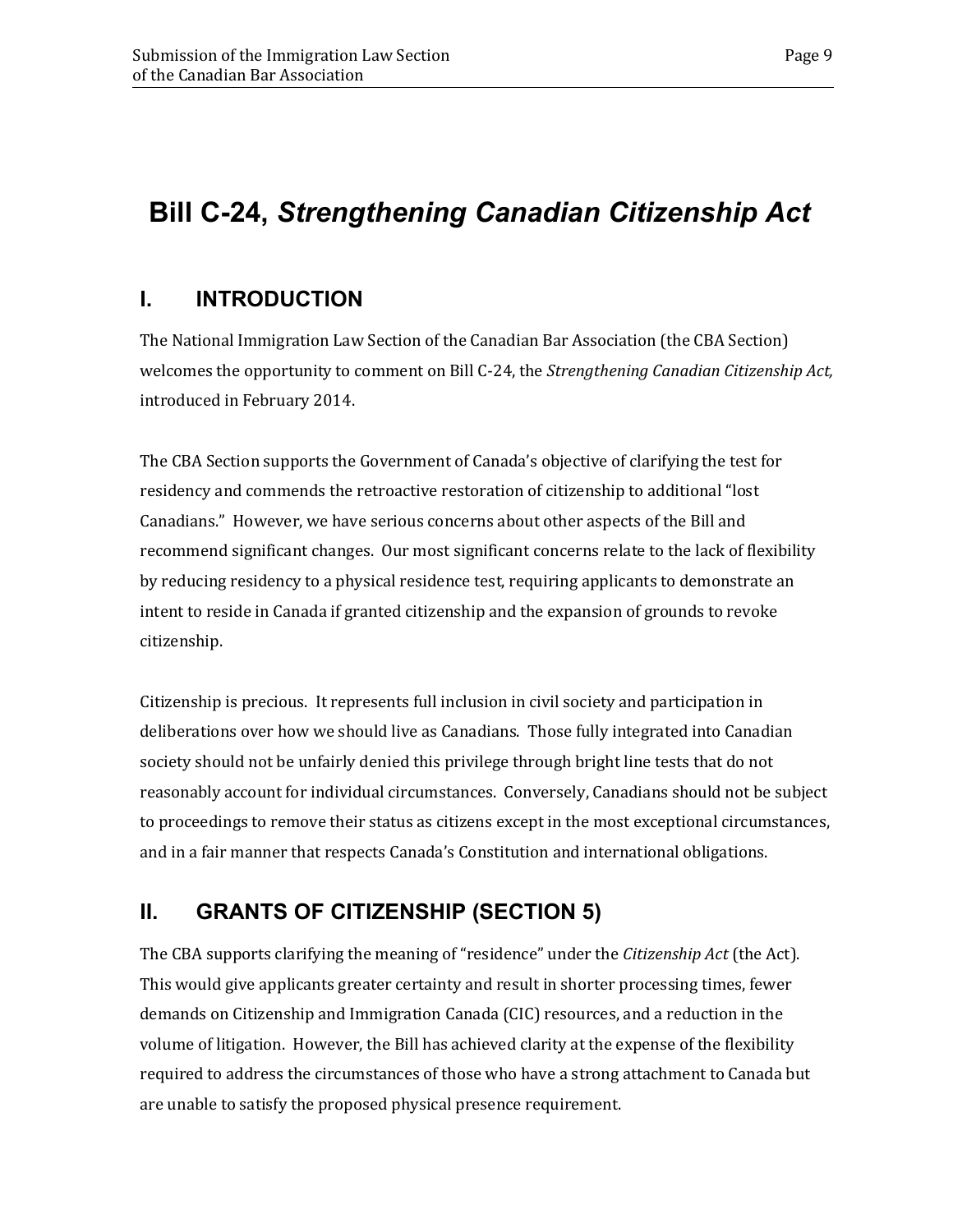# Bill C-24, *Strengthening Canadian Citizenship Act*

## I. INTRODUCTION

The National Immigration Law Section of the Canadian Bar Association (the CBA Section) welcomes the opportunity to comment on Bill C-24, the *Strengthening Canadian Citizenship Act,* introduced in February 2014.

The CBA Section supports the Government of Canada's objective of clarifying the test for residency and commends the retroactive restoration of citizenship to additional "lost Canadians." However, we have serious concerns about other aspects of the Bill and recommend significant changes. Our most significant concerns relate to the lack of flexibility by reducing residency to a physical residence test, requiring applicants to demonstrate an intent to reside in Canada if granted citizenship and the expansion of grounds to revoke citizenship.

Citizenship is precious. It represents full inclusion in civil society and participation in deliberations over how we should live as Canadians. Those fully integrated into Canadian society should not be unfairly denied this privilege through bright line tests that do not reasonably account for individual circumstances. Conversely, Canadians should not be subject to proceedings to remove their status as citizens except in the most exceptional circumstances, and in a fair manner that respects Canada's Constitution and international obligations.

## II. GRANTS OF CITIZENSHIP (SECTION 5)

The CBA supports clarifying the meaning of "residence" under the *Citizenship Act* (the Act). This would give applicants greater certainty and result in shorter processing times, fewer demands on Citizenship and Immigration Canada (CIC) resources, and a reduction in the volume of litigation. However, the Bill has achieved clarity at the expense of the flexibility required to address the circumstances of those who have a strong attachment to Canada but are unable to satisfy the proposed physical presence requirement.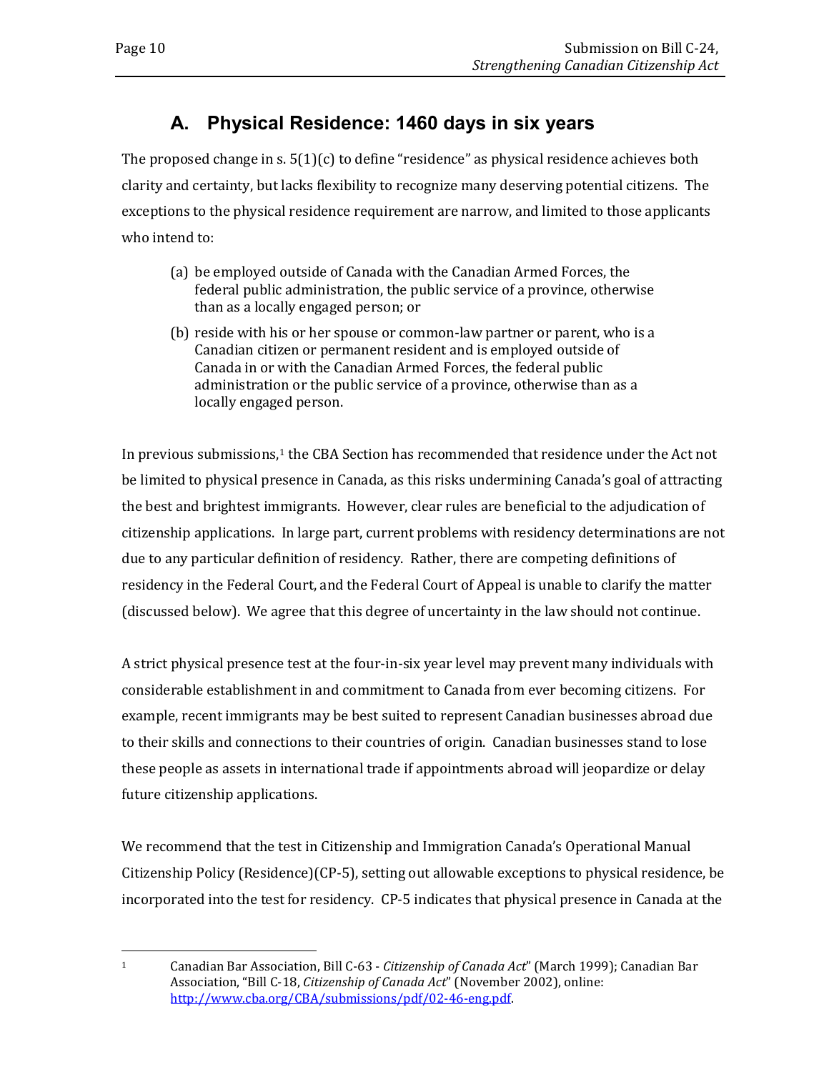## A. Physical Residence: 1460 days in six years

The proposed change in s. 5(1)(c) to define "residence" as physical residence achieves both clarity and certainty, but lacks flexibility to recognize many deserving potential citizens. The exceptions to the physical residence requirement are narrow, and limited to those applicants who intend to:

(a) be employed outside of Canada with the Canadian Armed Forces, the federal public administration, the public service of a province, otherwise than as a locally engaged person; or

(b) reside with his or her spouse or common-law partner or parent, who is a Canadian citizen or permanent resident and is employed outside of Canada in or with the Canadian Armed Forces, the federal public administration or the public service of a province, otherwise than as a locally engaged person.

In previous submissions,[1] the CBA Section has recommended that residence under the Act not be limited to physical presence in Canada, as this risks undermining Canada's goal of attracting the best and brightest immigrants. However, clear rules are beneficial to the adjudication of citizenship applications. In large part, current problems with residency determinations are not due to any particular definition of residency. Rather, there are competing definitions of residency in the Federal Court, and the Federal Court of Appeal is unable to clarify the matter (discussed below). We agree that this degree of uncertainty in the law should not continue.

A strict physical presence test at the four-in-six year level may prevent many individuals with considerable establishment in and commitment to Canada from ever becoming citizens. For example, recent immigrants may be best suited to represent Canadian businesses abroad due to their skills and connections to their countries of origin. Canadian businesses stand to lose these people as assets in international trade if appointments abroad will jeopardize or delay future citizenship applications.

We recommend that the test in Citizenship and Immigration Canada's Operational Manual Citizenship Policy (Residence)(CP-5), setting out allowable exceptions to physical residence, be incorporated into the test for residency. CP-5 indicates that physical presence in Canada at the

---

[1] Canadian Bar Association, Bill C-63 - *Citizenship of Canada Act*" (March 1999); Canadian Bar Association, "Bill C-18, *Citizenship of Canada Act*" (November 2002), online: http://www.cba.org/CBA/submissions/pdf/02-46-eng.pdf.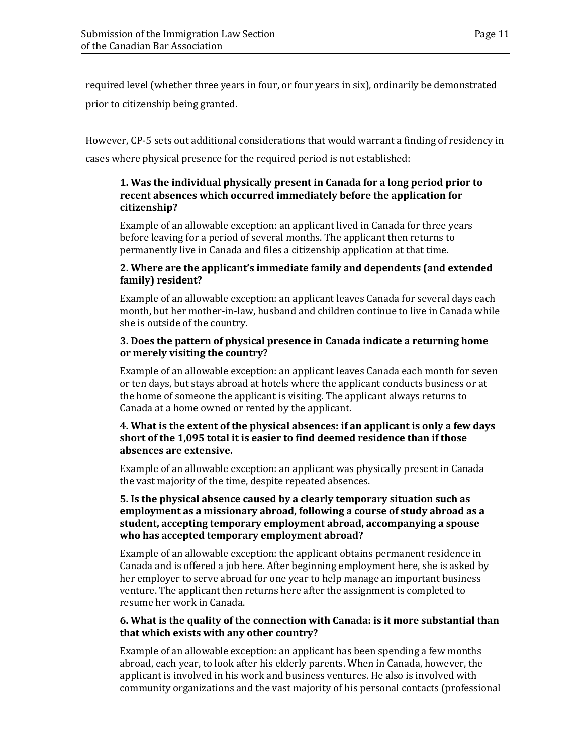required level (whether three years in four, or four years in six), ordinarily be demonstrated prior to citizenship being granted.

However, CP-5 sets out additional considerations that would warrant a finding of residency in cases where physical presence for the required period is not established:

> **1. Was the individual physically present in Canada for a long period prior to recent absences which occurred immediately before the application for citizenship?**
>
> Example of an allowable exception: an applicant lived in Canada for three years before leaving for a period of several months. The applicant then returns to permanently live in Canada and files a citizenship application at that time.
>
> **2. Where are the applicant's immediate family and dependents (and extended family) resident?**
>
> Example of an allowable exception: an applicant leaves Canada for several days each month, but her mother-in-law, husband and children continue to live in Canada while she is outside of the country.
>
> **3. Does the pattern of physical presence in Canada indicate a returning home or merely visiting the country?**
>
> Example of an allowable exception: an applicant leaves Canada each month for seven or ten days, but stays abroad at hotels where the applicant conducts business or at the home of someone the applicant is visiting. The applicant always returns to Canada at a home owned or rented by the applicant.
>
> **4. What is the extent of the physical absences: if an applicant is only a few days short of the 1,095 total it is easier to find deemed residence than if those absences are extensive.**
>
> Example of an allowable exception: an applicant was physically present in Canada the vast majority of the time, despite repeated absences.
>
> **5. Is the physical absence caused by a clearly temporary situation such as employment as a missionary abroad, following a course of study abroad as a student, accepting temporary employment abroad, accompanying a spouse who has accepted temporary employment abroad?**
>
> Example of an allowable exception: the applicant obtains permanent residence in Canada and is offered a job here. After beginning employment here, she is asked by her employer to serve abroad for one year to help manage an important business venture. The applicant then returns here after the assignment is completed to resume her work in Canada.
>
> **6. What is the quality of the connection with Canada: is it more substantial than that which exists with any other country?**
>
> Example of an allowable exception: an applicant has been spending a few months abroad, each year, to look after his elderly parents. When in Canada, however, the applicant is involved in his work and business ventures. He also is involved with community organizations and the vast majority of his personal contacts (professional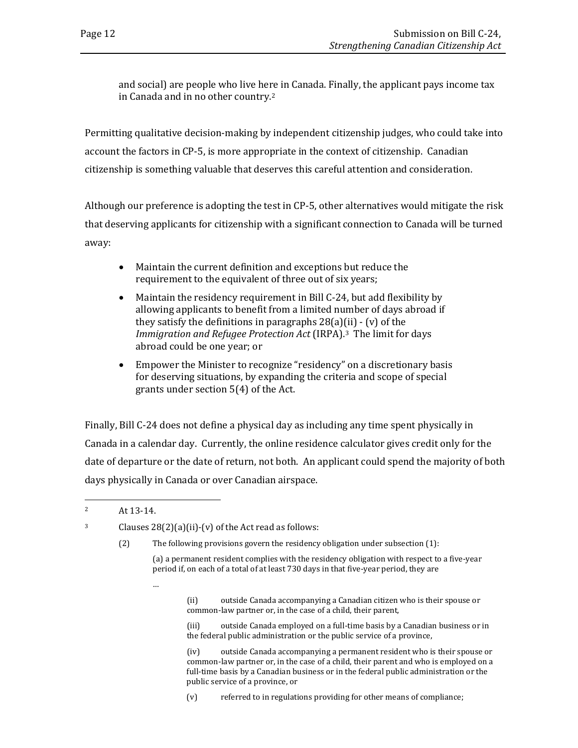and social) are people who live here in Canada. Finally, the applicant pays income tax in Canada and in no other country.[2]

Permitting qualitative decision-making by independent citizenship judges, who could take into account the factors in CP-5, is more appropriate in the context of citizenship. Canadian citizenship is something valuable that deserves this careful attention and consideration.

Although our preference is adopting the test in CP-5, other alternatives would mitigate the risk that deserving applicants for citizenship with a significant connection to Canada will be turned away:

- Maintain the current definition and exceptions but reduce the requirement to the equivalent of three out of six years;
- Maintain the residency requirement in Bill C-24, but add flexibility by allowing applicants to benefit from a limited number of days abroad if they satisfy the definitions in paragraphs 28(a)(ii) - (v) of the *Immigration and Refugee Protection Act* (IRPA).[3] The limit for days abroad could be one year; or
- Empower the Minister to recognize "residency" on a discretionary basis for deserving situations, by expanding the criteria and scope of special grants under section 5(4) of the Act.

Finally, Bill C-24 does not define a physical day as including any time spent physically in Canada in a calendar day. Currently, the online residence calculator gives credit only for the date of departure or the date of return, not both. An applicant could spend the majority of both days physically in Canada or over Canadian airspace.

---

[2] At 13-14.

[3] Clauses 28(2)(a)(ii)-(v) of the Act read as follows:

(2) The following provisions govern the residency obligation under subsection (1):

(a) a permanent resident complies with the residency obligation with respect to a five-year period if, on each of a total of at least 730 days in that five-year period, they are

…

(ii) outside Canada accompanying a Canadian citizen who is their spouse or common-law partner or, in the case of a child, their parent,

(iii) outside Canada employed on a full-time basis by a Canadian business or in the federal public administration or the public service of a province,

(iv) outside Canada accompanying a permanent resident who is their spouse or common-law partner or, in the case of a child, their parent and who is employed on a full-time basis by a Canadian business or in the federal public administration or the public service of a province, or

(v) referred to in regulations providing for other means of compliance;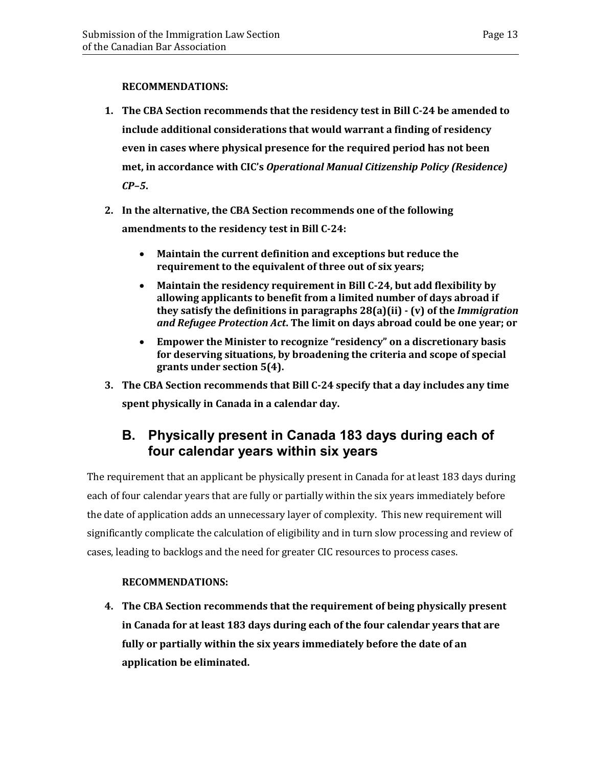**RECOMMENDATIONS:**

1. **The CBA Section recommends that the residency test in Bill C-24 be amended to include additional considerations that would warrant a finding of residency even in cases where physical presence for the required period has not been met, in accordance with CIC's *Operational Manual Citizenship Policy (Residence) CP–5*.**

2. **In the alternative, the CBA Section recommends one of the following amendments to the residency test in Bill C-24:**

    - **Maintain the current definition and exceptions but reduce the requirement to the equivalent of three out of six years;**
    - **Maintain the residency requirement in Bill C-24, but add flexibility by allowing applicants to benefit from a limited number of days abroad if they satisfy the definitions in paragraphs 28(a)(ii) - (v) of the *Immigration and Refugee Protection Act*. The limit on days abroad could be one year; or**
    - **Empower the Minister to recognize "residency" on a discretionary basis for deserving situations, by broadening the criteria and scope of special grants under section 5(4).**

3. **The CBA Section recommends that Bill C-24 specify that a day includes any time spent physically in Canada in a calendar day.**

## B. Physically present in Canada 183 days during each of four calendar years within six years

The requirement that an applicant be physically present in Canada for at least 183 days during each of four calendar years that are fully or partially within the six years immediately before the date of application adds an unnecessary layer of complexity. This new requirement will significantly complicate the calculation of eligibility and in turn slow processing and review of cases, leading to backlogs and the need for greater CIC resources to process cases.

**RECOMMENDATIONS:**

4. **The CBA Section recommends that the requirement of being physically present in Canada for at least 183 days during each of the four calendar years that are fully or partially within the six years immediately before the date of an application be eliminated.**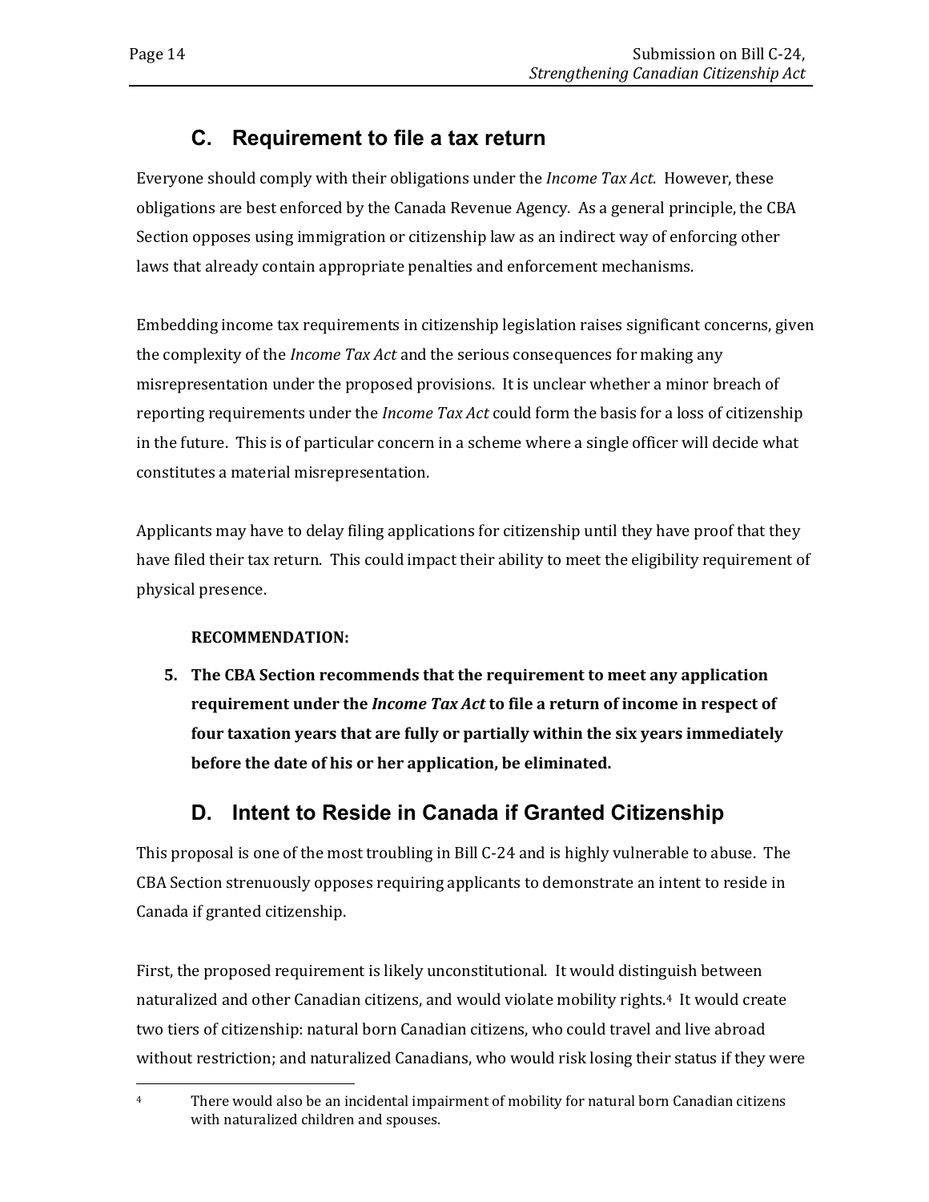## C. Requirement to file a tax return

Everyone should comply with their obligations under the *Income Tax Act*. However, these obligations are best enforced by the Canada Revenue Agency. As a general principle, the CBA Section opposes using immigration or citizenship law as an indirect way of enforcing other laws that already contain appropriate penalties and enforcement mechanisms.

Embedding income tax requirements in citizenship legislation raises significant concerns, given the complexity of the *Income Tax Act* and the serious consequences for making any misrepresentation under the proposed provisions. It is unclear whether a minor breach of reporting requirements under the *Income Tax Act* could form the basis for a loss of citizenship in the future. This is of particular concern in a scheme where a single officer will decide what constitutes a material misrepresentation.

Applicants may have to delay filing applications for citizenship until they have proof that they have filed their tax return. This could impact their ability to meet the eligibility requirement of physical presence.

**RECOMMENDATION:**

5. **The CBA Section recommends that the requirement to meet any application requirement under the *Income Tax Act* to file a return of income in respect of four taxation years that are fully or partially within the six years immediately before the date of his or her application, be eliminated.**

## D. Intent to Reside in Canada if Granted Citizenship

This proposal is one of the most troubling in Bill C-24 and is highly vulnerable to abuse. The CBA Section strenuously opposes requiring applicants to demonstrate an intent to reside in Canada if granted citizenship.

First, the proposed requirement is likely unconstitutional. It would distinguish between naturalized and other Canadian citizens, and would violate mobility rights.[4] It would create two tiers of citizenship: natural born Canadian citizens, who could travel and live abroad without restriction; and naturalized Canadians, who would risk losing their status if they were

[4] There would also be an incidental impairment of mobility for natural born Canadian citizens with naturalized children and spouses.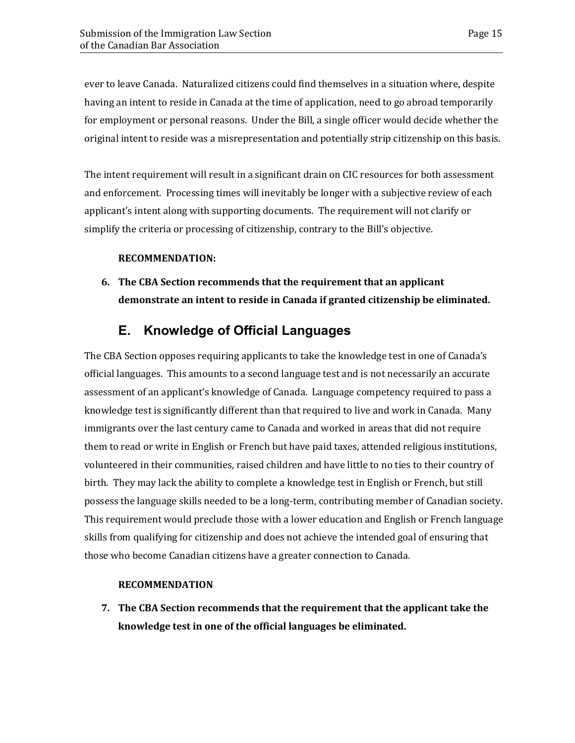ever to leave Canada. Naturalized citizens could find themselves in a situation where, despite having an intent to reside in Canada at the time of application, need to go abroad temporarily for employment or personal reasons. Under the Bill, a single officer would decide whether the original intent to reside was a misrepresentation and potentially strip citizenship on this basis.

The intent requirement will result in a significant drain on CIC resources for both assessment and enforcement. Processing times will inevitably be longer with a subjective review of each applicant's intent along with supporting documents. The requirement will not clarify or simplify the criteria or processing of citizenship, contrary to the Bill's objective.

**RECOMMENDATION:**

6. **The CBA Section recommends that the requirement that an applicant demonstrate an intent to reside in Canada if granted citizenship be eliminated.**

## E. Knowledge of Official Languages

The CBA Section opposes requiring applicants to take the knowledge test in one of Canada's official languages. This amounts to a second language test and is not necessarily an accurate assessment of an applicant's knowledge of Canada. Language competency required to pass a knowledge test is significantly different than that required to live and work in Canada. Many immigrants over the last century came to Canada and worked in areas that did not require them to read or write in English or French but have paid taxes, attended religious institutions, volunteered in their communities, raised children and have little to no ties to their country of birth. They may lack the ability to complete a knowledge test in English or French, but still possess the language skills needed to be a long-term, contributing member of Canadian society. This requirement would preclude those with a lower education and English or French language skills from qualifying for citizenship and does not achieve the intended goal of ensuring that those who become Canadian citizens have a greater connection to Canada.

**RECOMMENDATION**

7. **The CBA Section recommends that the requirement that the applicant take the knowledge test in one of the official languages be eliminated.**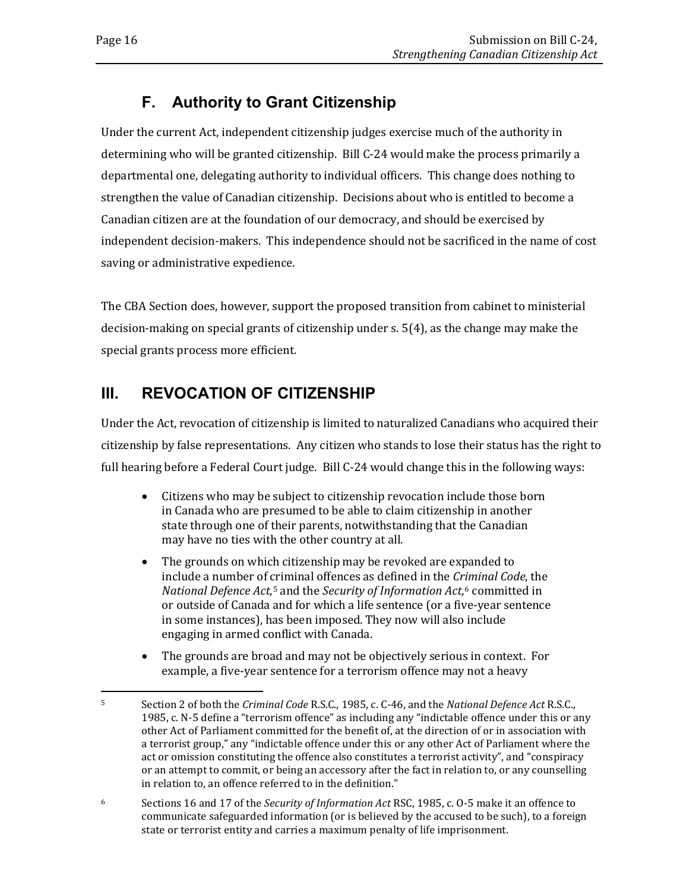## F. Authority to Grant Citizenship

Under the current Act, independent citizenship judges exercise much of the authority in determining who will be granted citizenship. Bill C-24 would make the process primarily a departmental one, delegating authority to individual officers. This change does nothing to strengthen the value of Canadian citizenship. Decisions about who is entitled to become a Canadian citizen are at the foundation of our democracy, and should be exercised by independent decision-makers. This independence should not be sacrificed in the name of cost saving or administrative expedience.

The CBA Section does, however, support the proposed transition from cabinet to ministerial decision-making on special grants of citizenship under s. 5(4), as the change may make the special grants process more efficient.

# III. REVOCATION OF CITIZENSHIP

Under the Act, revocation of citizenship is limited to naturalized Canadians who acquired their citizenship by false representations. Any citizen who stands to lose their status has the right to full hearing before a Federal Court judge. Bill C-24 would change this in the following ways:

- Citizens who may be subject to citizenship revocation include those born in Canada who are presumed to be able to claim citizenship in another state through one of their parents, notwithstanding that the Canadian may have no ties with the other country at all.
- The grounds on which citizenship may be revoked are expanded to include a number of criminal offences as defined in the *Criminal Code*, the *National Defence Act*,[5] and the *Security of Information Act*,[6] committed in or outside of Canada and for which a life sentence (or a five-year sentence in some instances), has been imposed. They now will also include engaging in armed conflict with Canada.
- The grounds are broad and may not be objectively serious in context. For example, a five-year sentence for a terrorism offence may not a heavy

---

[5] Section 2 of both the *Criminal Code* R.S.C., 1985, c. C-46, and the *National Defence Act* R.S.C., 1985, c. N-5 define a "terrorism offence" as including any "indictable offence under this or any other Act of Parliament committed for the benefit of, at the direction of or in association with a terrorist group," any "indictable offence under this or any other Act of Parliament where the act or omission constituting the offence also constitutes a terrorist activity", and "conspiracy or an attempt to commit, or being an accessory after the fact in relation to, or any counselling in relation to, an offence referred to in the definition."

[6] Sections 16 and 17 of the *Security of Information Act* RSC, 1985, c. O-5 make it an offence to communicate safeguarded information (or is believed by the accused to be such), to a foreign state or terrorist entity and carries a maximum penalty of life imprisonment.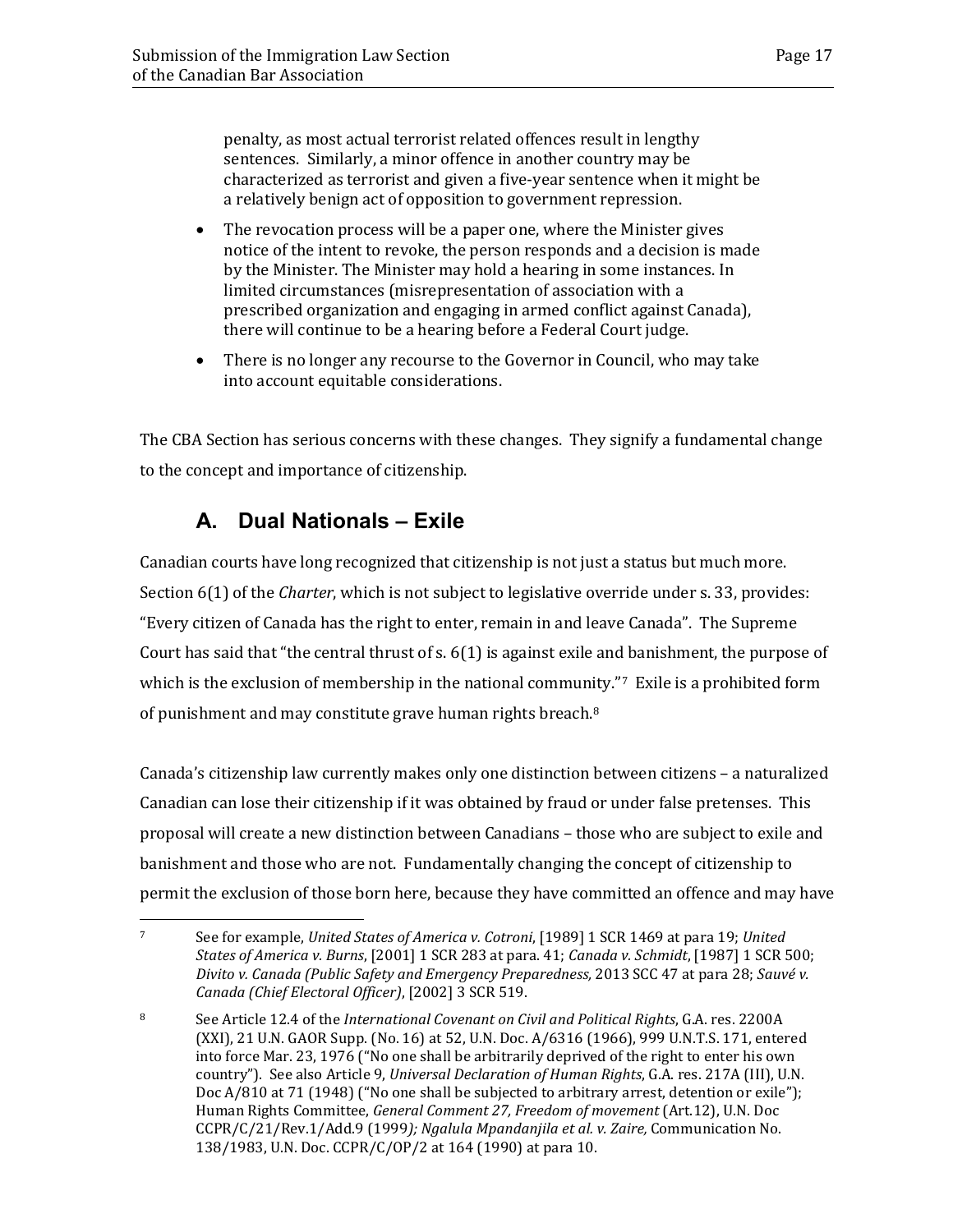penalty, as most actual terrorist related offences result in lengthy sentences. Similarly, a minor offence in another country may be characterized as terrorist and given a five-year sentence when it might be a relatively benign act of opposition to government repression.

- The revocation process will be a paper one, where the Minister gives notice of the intent to revoke, the person responds and a decision is made by the Minister. The Minister may hold a hearing in some instances. In limited circumstances (misrepresentation of association with a prescribed organization and engaging in armed conflict against Canada), there will continue to be a hearing before a Federal Court judge.
- There is no longer any recourse to the Governor in Council, who may take into account equitable considerations.

The CBA Section has serious concerns with these changes. They signify a fundamental change to the concept and importance of citizenship.

## A. Dual Nationals – Exile

Canadian courts have long recognized that citizenship is not just a status but much more. Section 6(1) of the *Charter*, which is not subject to legislative override under s. 33, provides: "Every citizen of Canada has the right to enter, remain in and leave Canada". The Supreme Court has said that "the central thrust of s. 6(1) is against exile and banishment, the purpose of which is the exclusion of membership in the national community."[7] Exile is a prohibited form of punishment and may constitute grave human rights breach.[8]

Canada's citizenship law currently makes only one distinction between citizens – a naturalized Canadian can lose their citizenship if it was obtained by fraud or under false pretenses. This proposal will create a new distinction between Canadians – those who are subject to exile and banishment and those who are not. Fundamentally changing the concept of citizenship to permit the exclusion of those born here, because they have committed an offence and may have

---

[7] See for example, *United States of America v. Cotroni*, [1989] 1 SCR 1469 at para 19; *United States of America v. Burns*, [2001] 1 SCR 283 at para. 41; *Canada v. Schmidt*, [1987] 1 SCR 500; *Divito v. Canada (Public Safety and Emergency Preparedness,* 2013 SCC 47 at para 28; *Sauvé v. Canada (Chief Electoral Officer)*, [2002] 3 SCR 519.

[8] See Article 12.4 of the *International Covenant on Civil and Political Rights*, G.A. res. 2200A (XXI), 21 U.N. GAOR Supp. (No. 16) at 52, U.N. Doc. A/6316 (1966), 999 U.N.T.S. 171, entered into force Mar. 23, 1976 ("No one shall be arbitrarily deprived of the right to enter his own country"). See also Article 9, *Universal Declaration of Human Rights*, G.A. res. 217A (III), U.N. Doc A/810 at 71 (1948) ("No one shall be subjected to arbitrary arrest, detention or exile"); Human Rights Committee, *General Comment 27, Freedom of movement* (Art.12), U.N. Doc CCPR/C/21/Rev.1/Add.9 (1999*); Ngalula Mpandanjila et al. v. Zaire,* Communication No. 138/1983, U.N. Doc. CCPR/C/OP/2 at 164 (1990) at para 10.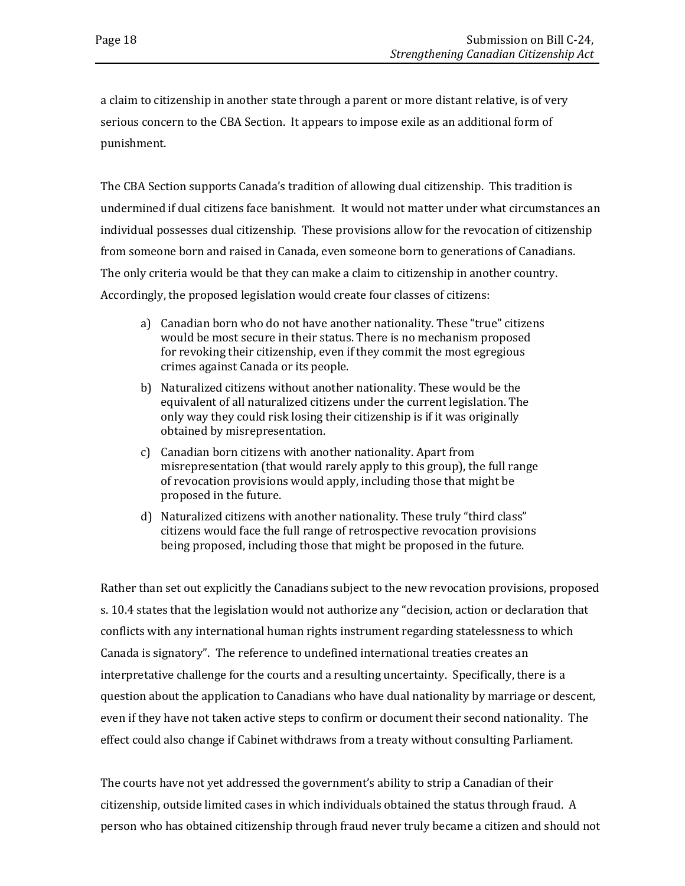a claim to citizenship in another state through a parent or more distant relative, is of very serious concern to the CBA Section. It appears to impose exile as an additional form of punishment.

The CBA Section supports Canada's tradition of allowing dual citizenship. This tradition is undermined if dual citizens face banishment. It would not matter under what circumstances an individual possesses dual citizenship. These provisions allow for the revocation of citizenship from someone born and raised in Canada, even someone born to generations of Canadians. The only criteria would be that they can make a claim to citizenship in another country. Accordingly, the proposed legislation would create four classes of citizens:

a) Canadian born who do not have another nationality. These "true" citizens would be most secure in their status. There is no mechanism proposed for revoking their citizenship, even if they commit the most egregious crimes against Canada or its people.

b) Naturalized citizens without another nationality. These would be the equivalent of all naturalized citizens under the current legislation. The only way they could risk losing their citizenship is if it was originally obtained by misrepresentation.

c) Canadian born citizens with another nationality. Apart from misrepresentation (that would rarely apply to this group), the full range of revocation provisions would apply, including those that might be proposed in the future.

d) Naturalized citizens with another nationality. These truly "third class" citizens would face the full range of retrospective revocation provisions being proposed, including those that might be proposed in the future.

Rather than set out explicitly the Canadians subject to the new revocation provisions, proposed s. 10.4 states that the legislation would not authorize any "decision, action or declaration that conflicts with any international human rights instrument regarding statelessness to which Canada is signatory". The reference to undefined international treaties creates an interpretative challenge for the courts and a resulting uncertainty. Specifically, there is a question about the application to Canadians who have dual nationality by marriage or descent, even if they have not taken active steps to confirm or document their second nationality. The effect could also change if Cabinet withdraws from a treaty without consulting Parliament.

The courts have not yet addressed the government's ability to strip a Canadian of their citizenship, outside limited cases in which individuals obtained the status through fraud. A person who has obtained citizenship through fraud never truly became a citizen and should not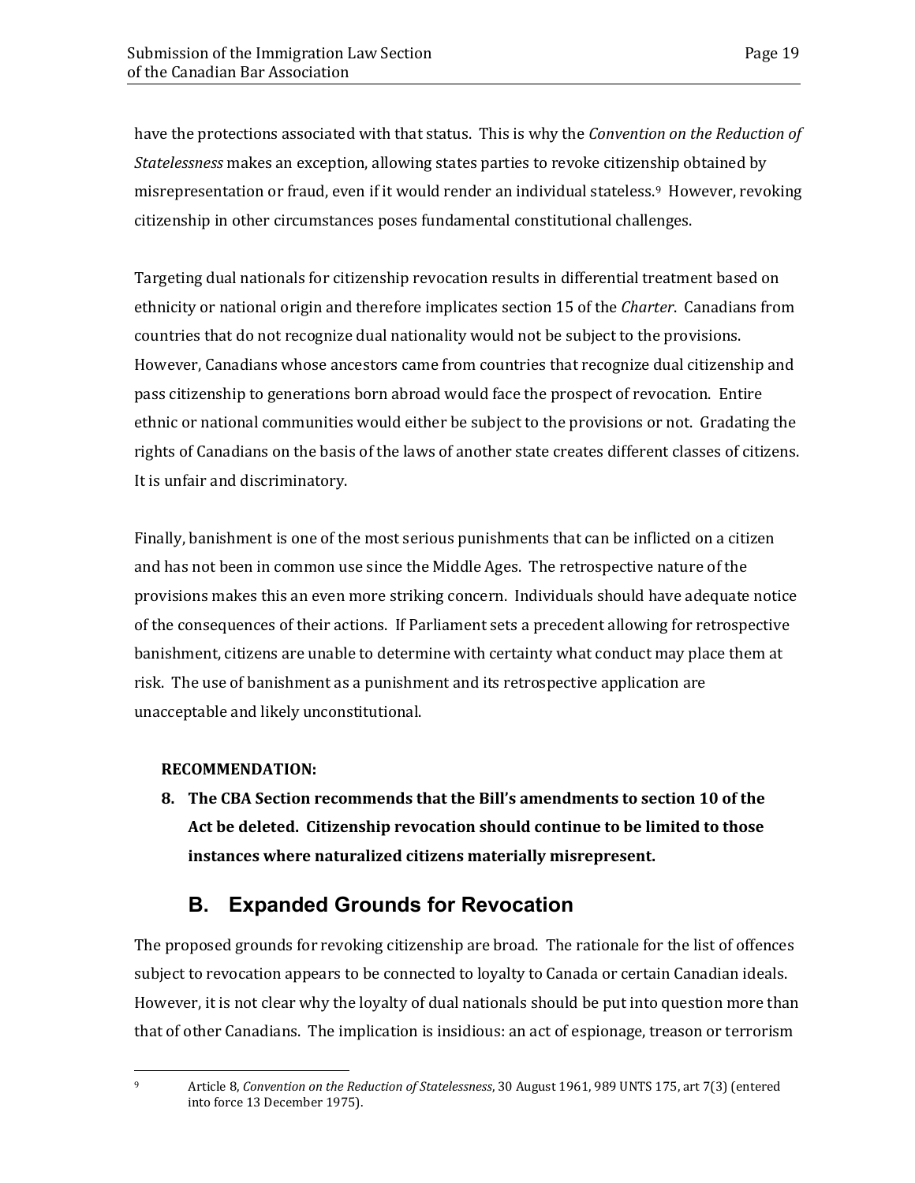have the protections associated with that status. This is why the *Convention on the Reduction of Statelessness* makes an exception, allowing states parties to revoke citizenship obtained by misrepresentation or fraud, even if it would render an individual stateless.[9] However, revoking citizenship in other circumstances poses fundamental constitutional challenges.

Targeting dual nationals for citizenship revocation results in differential treatment based on ethnicity or national origin and therefore implicates section 15 of the *Charter*. Canadians from countries that do not recognize dual nationality would not be subject to the provisions. However, Canadians whose ancestors came from countries that recognize dual citizenship and pass citizenship to generations born abroad would face the prospect of revocation. Entire ethnic or national communities would either be subject to the provisions or not. Gradating the rights of Canadians on the basis of the laws of another state creates different classes of citizens. It is unfair and discriminatory.

Finally, banishment is one of the most serious punishments that can be inflicted on a citizen and has not been in common use since the Middle Ages. The retrospective nature of the provisions makes this an even more striking concern. Individuals should have adequate notice of the consequences of their actions. If Parliament sets a precedent allowing for retrospective banishment, citizens are unable to determine with certainty what conduct may place them at risk. The use of banishment as a punishment and its retrospective application are unacceptable and likely unconstitutional.

**RECOMMENDATION:**

8. **The CBA Section recommends that the Bill's amendments to section 10 of the Act be deleted. Citizenship revocation should continue to be limited to those instances where naturalized citizens materially misrepresent.**

## B. Expanded Grounds for Revocation

The proposed grounds for revoking citizenship are broad. The rationale for the list of offences subject to revocation appears to be connected to loyalty to Canada or certain Canadian ideals. However, it is not clear why the loyalty of dual nationals should be put into question more than that of other Canadians. The implication is insidious: an act of espionage, treason or terrorism

---

[9] Article 8, *Convention on the Reduction of Statelessness*, 30 August 1961, 989 UNTS 175, art 7(3) (entered into force 13 December 1975).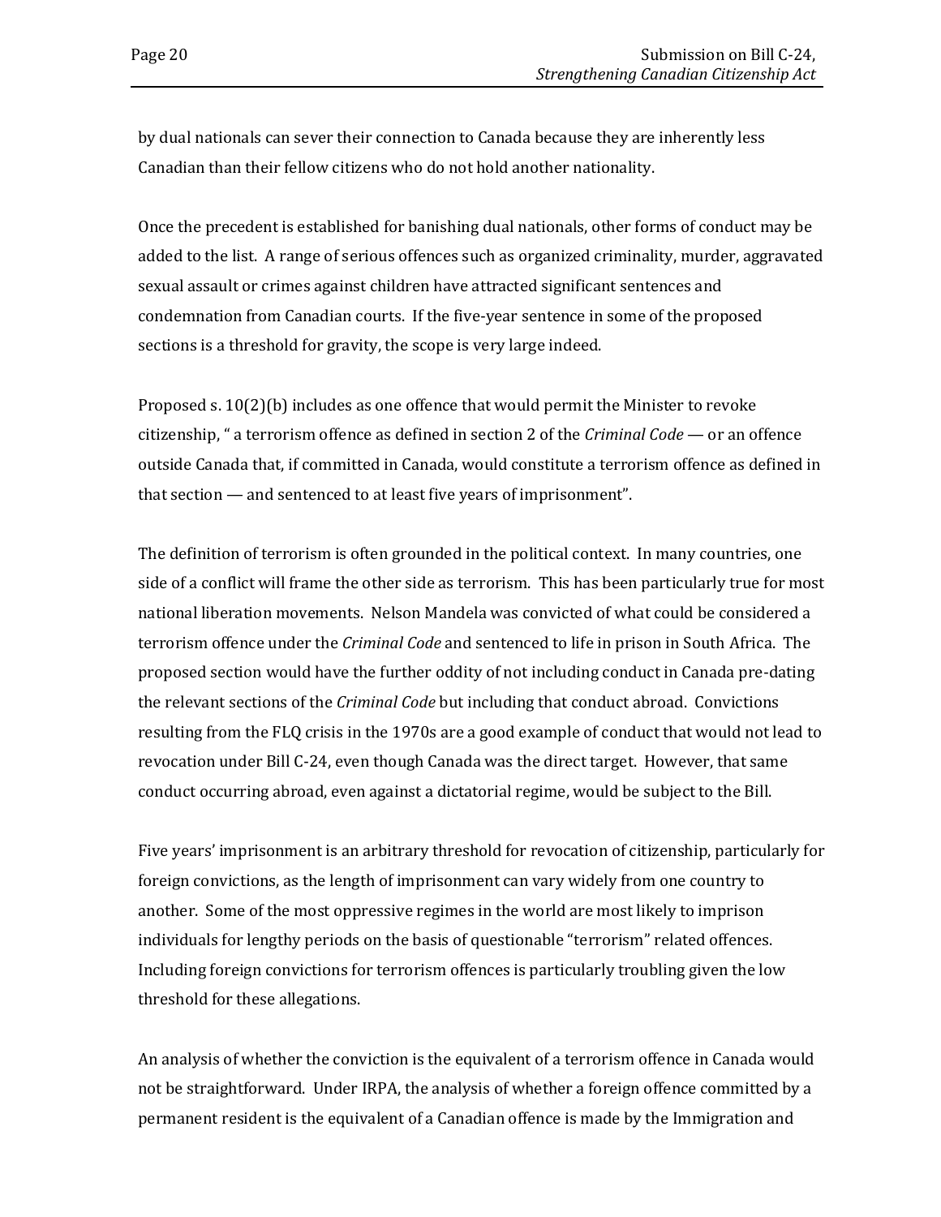by dual nationals can sever their connection to Canada because they are inherently less Canadian than their fellow citizens who do not hold another nationality.

Once the precedent is established for banishing dual nationals, other forms of conduct may be added to the list. A range of serious offences such as organized criminality, murder, aggravated sexual assault or crimes against children have attracted significant sentences and condemnation from Canadian courts. If the five-year sentence in some of the proposed sections is a threshold for gravity, the scope is very large indeed.

Proposed s. 10(2)(b) includes as one offence that would permit the Minister to revoke citizenship, " a terrorism offence as defined in section 2 of the *Criminal Code* — or an offence outside Canada that, if committed in Canada, would constitute a terrorism offence as defined in that section — and sentenced to at least five years of imprisonment".

The definition of terrorism is often grounded in the political context. In many countries, one side of a conflict will frame the other side as terrorism. This has been particularly true for most national liberation movements. Nelson Mandela was convicted of what could be considered a terrorism offence under the *Criminal Code* and sentenced to life in prison in South Africa. The proposed section would have the further oddity of not including conduct in Canada pre-dating the relevant sections of the *Criminal Code* but including that conduct abroad. Convictions resulting from the FLQ crisis in the 1970s are a good example of conduct that would not lead to revocation under Bill C-24, even though Canada was the direct target. However, that same conduct occurring abroad, even against a dictatorial regime, would be subject to the Bill.

Five years' imprisonment is an arbitrary threshold for revocation of citizenship, particularly for foreign convictions, as the length of imprisonment can vary widely from one country to another. Some of the most oppressive regimes in the world are most likely to imprison individuals for lengthy periods on the basis of questionable "terrorism" related offences. Including foreign convictions for terrorism offences is particularly troubling given the low threshold for these allegations.

An analysis of whether the conviction is the equivalent of a terrorism offence in Canada would not be straightforward. Under IRPA, the analysis of whether a foreign offence committed by a permanent resident is the equivalent of a Canadian offence is made by the Immigration and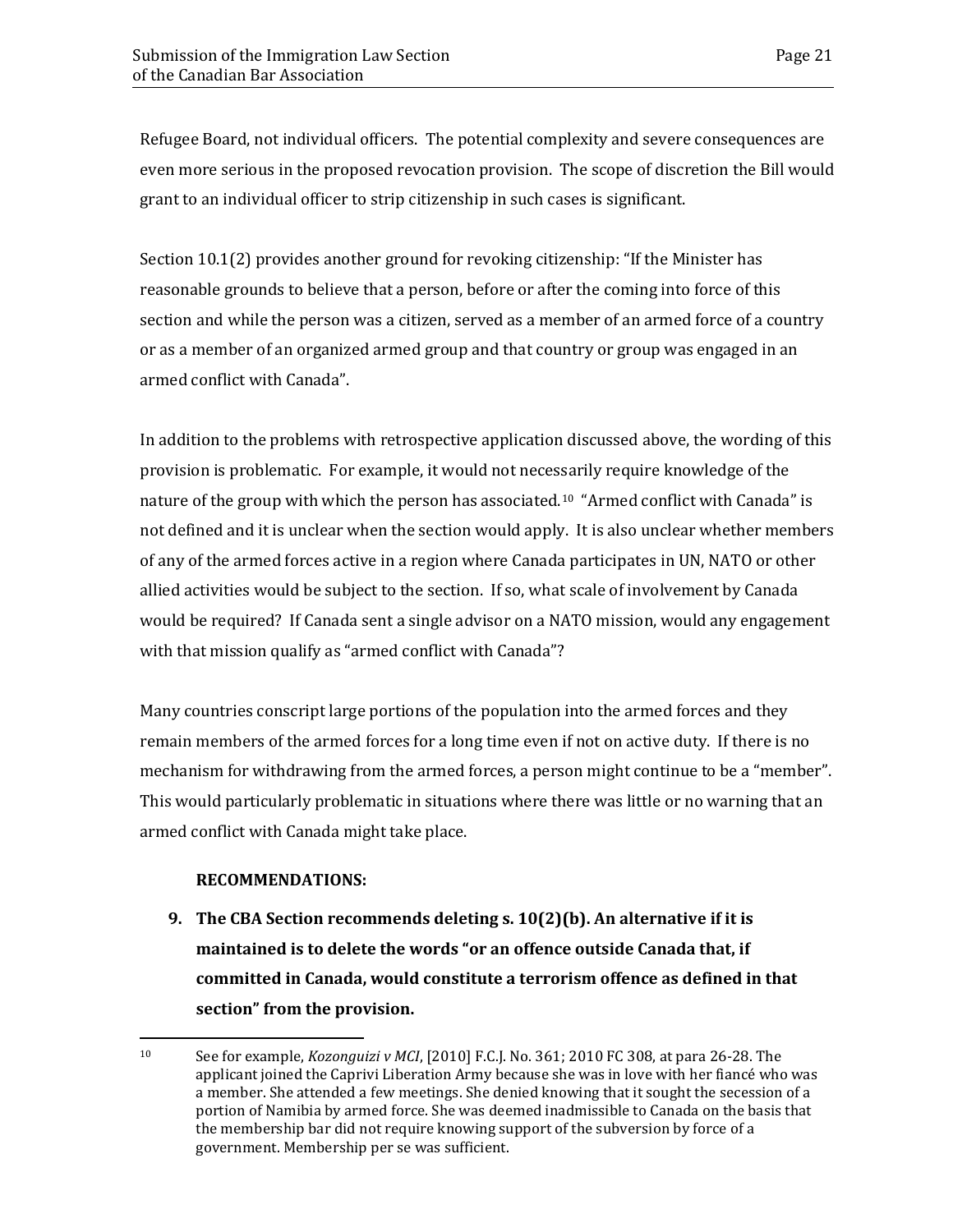Refugee Board, not individual officers. The potential complexity and severe consequences are even more serious in the proposed revocation provision. The scope of discretion the Bill would grant to an individual officer to strip citizenship in such cases is significant.

Section 10.1(2) provides another ground for revoking citizenship: "If the Minister has reasonable grounds to believe that a person, before or after the coming into force of this section and while the person was a citizen, served as a member of an armed force of a country or as a member of an organized armed group and that country or group was engaged in an armed conflict with Canada".

In addition to the problems with retrospective application discussed above, the wording of this provision is problematic. For example, it would not necessarily require knowledge of the nature of the group with which the person has associated.[10] "Armed conflict with Canada" is not defined and it is unclear when the section would apply. It is also unclear whether members of any of the armed forces active in a region where Canada participates in UN, NATO or other allied activities would be subject to the section. If so, what scale of involvement by Canada would be required? If Canada sent a single advisor on a NATO mission, would any engagement with that mission qualify as "armed conflict with Canada"?

Many countries conscript large portions of the population into the armed forces and they remain members of the armed forces for a long time even if not on active duty. If there is no mechanism for withdrawing from the armed forces, a person might continue to be a "member". This would particularly problematic in situations where there was little or no warning that an armed conflict with Canada might take place.

**RECOMMENDATIONS:**

9. **The CBA Section recommends deleting s. 10(2)(b). An alternative if it is maintained is to delete the words "or an offence outside Canada that, if committed in Canada, would constitute a terrorism offence as defined in that section" from the provision.**

---

[10] See for example, *Kozonguizi v MCI*, [2010] F.C.J. No. 361; 2010 FC 308, at para 26-28. The applicant joined the Caprivi Liberation Army because she was in love with her fiancé who was a member. She attended a few meetings. She denied knowing that it sought the secession of a portion of Namibia by armed force. She was deemed inadmissible to Canada on the basis that the membership bar did not require knowing support of the subversion by force of a government. Membership per se was sufficient.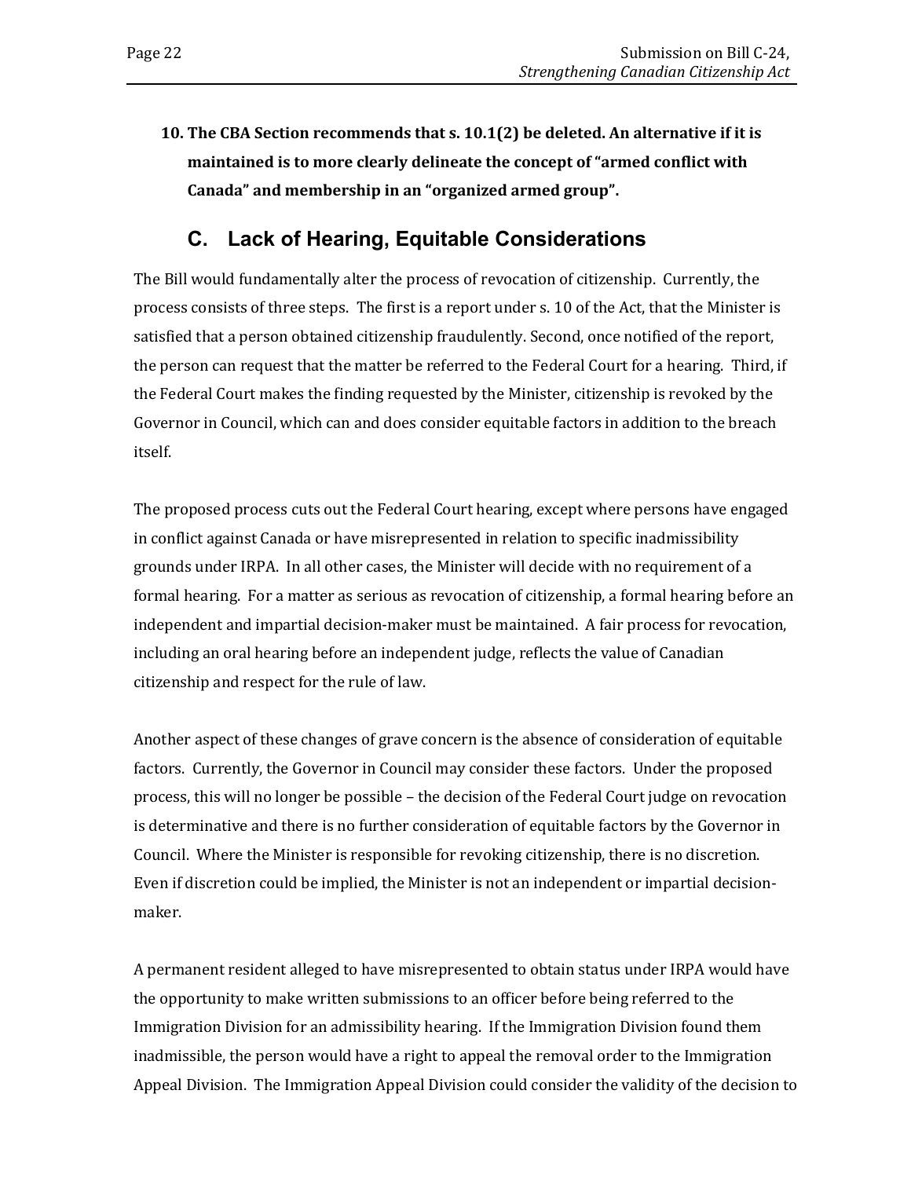**10. The CBA Section recommends that s. 10.1(2) be deleted. An alternative if it is maintained is to more clearly delineate the concept of "armed conflict with Canada" and membership in an "organized armed group".**

## C. Lack of Hearing, Equitable Considerations

The Bill would fundamentally alter the process of revocation of citizenship. Currently, the process consists of three steps. The first is a report under s. 10 of the Act, that the Minister is satisfied that a person obtained citizenship fraudulently. Second, once notified of the report, the person can request that the matter be referred to the Federal Court for a hearing. Third, if the Federal Court makes the finding requested by the Minister, citizenship is revoked by the Governor in Council, which can and does consider equitable factors in addition to the breach itself.

The proposed process cuts out the Federal Court hearing, except where persons have engaged in conflict against Canada or have misrepresented in relation to specific inadmissibility grounds under IRPA. In all other cases, the Minister will decide with no requirement of a formal hearing. For a matter as serious as revocation of citizenship, a formal hearing before an independent and impartial decision-maker must be maintained. A fair process for revocation, including an oral hearing before an independent judge, reflects the value of Canadian citizenship and respect for the rule of law.

Another aspect of these changes of grave concern is the absence of consideration of equitable factors. Currently, the Governor in Council may consider these factors. Under the proposed process, this will no longer be possible – the decision of the Federal Court judge on revocation is determinative and there is no further consideration of equitable factors by the Governor in Council. Where the Minister is responsible for revoking citizenship, there is no discretion. Even if discretion could be implied, the Minister is not an independent or impartial decision-maker.

A permanent resident alleged to have misrepresented to obtain status under IRPA would have the opportunity to make written submissions to an officer before being referred to the Immigration Division for an admissibility hearing. If the Immigration Division found them inadmissible, the person would have a right to appeal the removal order to the Immigration Appeal Division. The Immigration Appeal Division could consider the validity of the decision to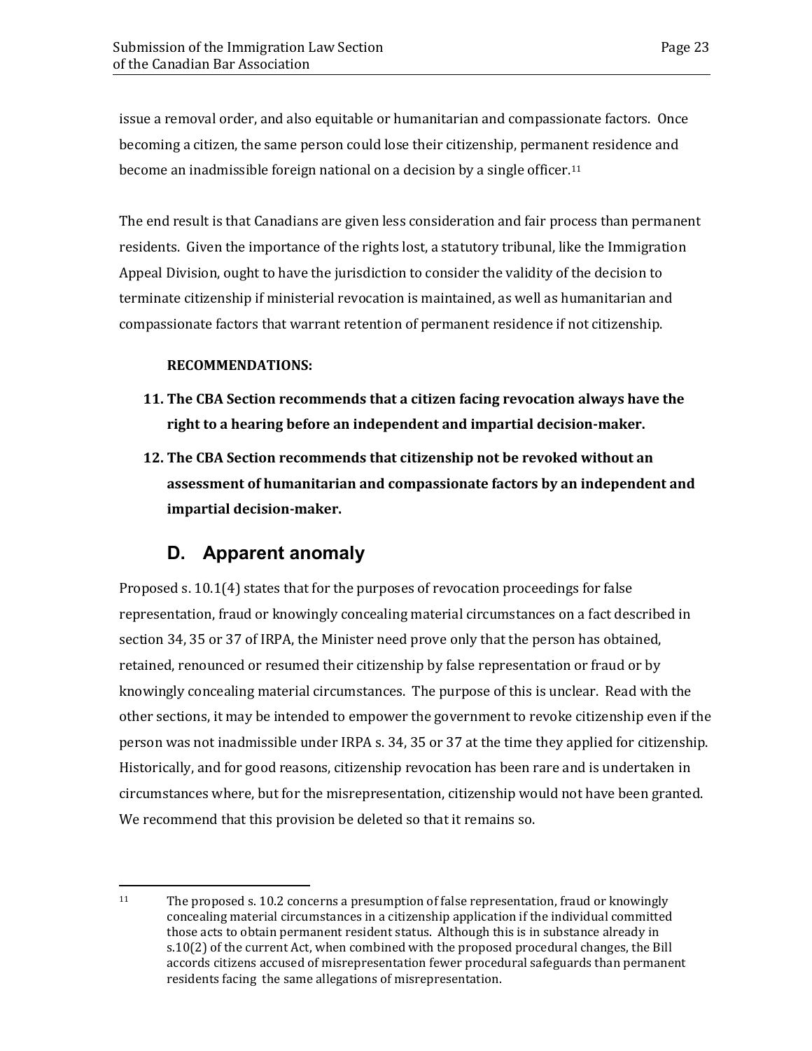issue a removal order, and also equitable or humanitarian and compassionate factors. Once becoming a citizen, the same person could lose their citizenship, permanent residence and become an inadmissible foreign national on a decision by a single officer.[11]

The end result is that Canadians are given less consideration and fair process than permanent residents. Given the importance of the rights lost, a statutory tribunal, like the Immigration Appeal Division, ought to have the jurisdiction to consider the validity of the decision to terminate citizenship if ministerial revocation is maintained, as well as humanitarian and compassionate factors that warrant retention of permanent residence if not citizenship.

**RECOMMENDATIONS:**

11. **The CBA Section recommends that a citizen facing revocation always have the right to a hearing before an independent and impartial decision-maker.**
12. **The CBA Section recommends that citizenship not be revoked without an assessment of humanitarian and compassionate factors by an independent and impartial decision-maker.**

## D. Apparent anomaly

Proposed s. 10.1(4) states that for the purposes of revocation proceedings for false representation, fraud or knowingly concealing material circumstances on a fact described in section 34, 35 or 37 of IRPA, the Minister need prove only that the person has obtained, retained, renounced or resumed their citizenship by false representation or fraud or by knowingly concealing material circumstances. The purpose of this is unclear. Read with the other sections, it may be intended to empower the government to revoke citizenship even if the person was not inadmissible under IRPA s. 34, 35 or 37 at the time they applied for citizenship. Historically, and for good reasons, citizenship revocation has been rare and is undertaken in circumstances where, but for the misrepresentation, citizenship would not have been granted. We recommend that this provision be deleted so that it remains so.

---

[11] The proposed s. 10.2 concerns a presumption of false representation, fraud or knowingly concealing material circumstances in a citizenship application if the individual committed those acts to obtain permanent resident status. Although this is in substance already in s.10(2) of the current Act, when combined with the proposed procedural changes, the Bill accords citizens accused of misrepresentation fewer procedural safeguards than permanent residents facing the same allegations of misrepresentation.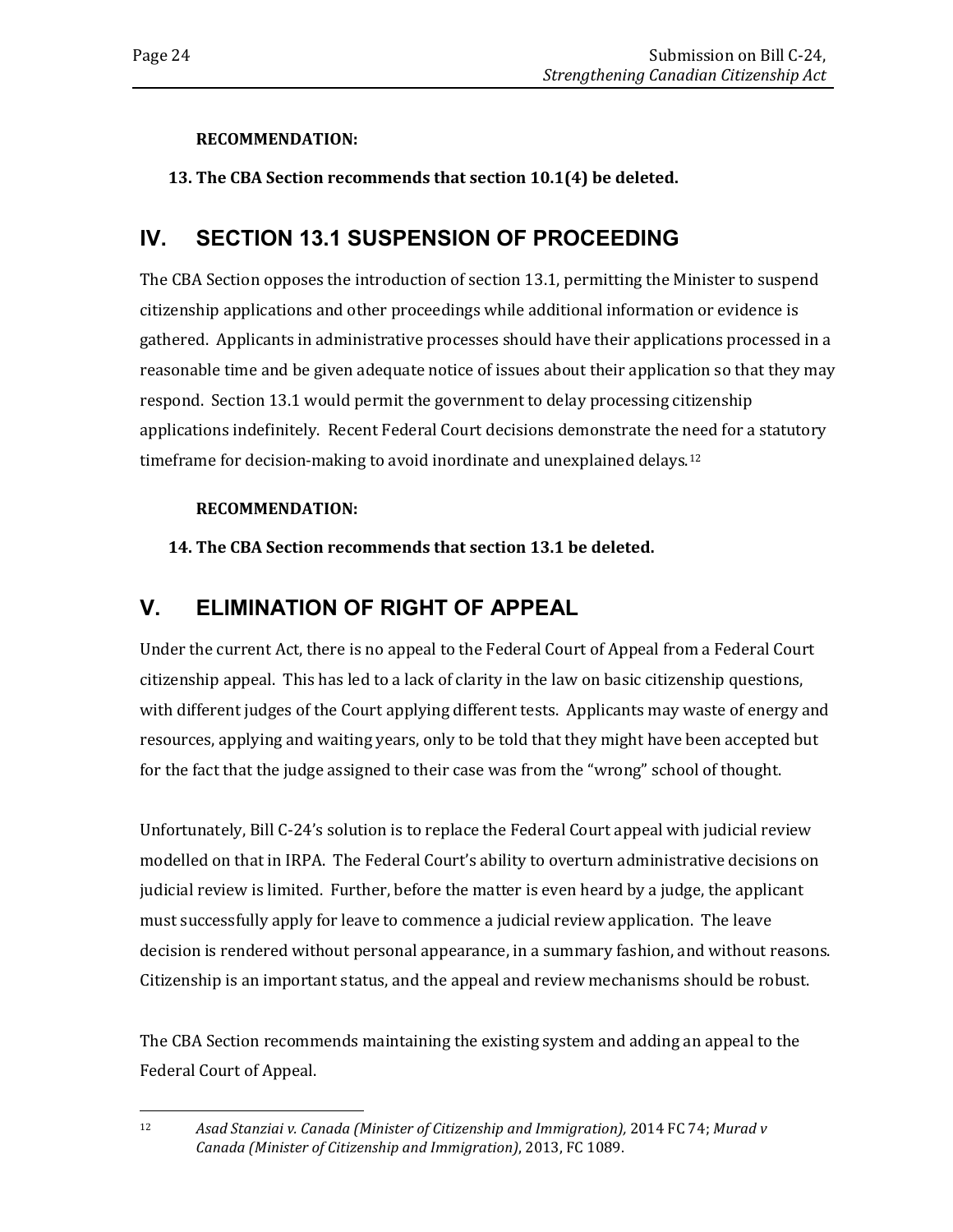**RECOMMENDATION:**

**13. The CBA Section recommends that section 10.1(4) be deleted.**

## IV. SECTION 13.1 SUSPENSION OF PROCEEDING

The CBA Section opposes the introduction of section 13.1, permitting the Minister to suspend citizenship applications and other proceedings while additional information or evidence is gathered. Applicants in administrative processes should have their applications processed in a reasonable time and be given adequate notice of issues about their application so that they may respond. Section 13.1 would permit the government to delay processing citizenship applications indefinitely. Recent Federal Court decisions demonstrate the need for a statutory timeframe for decision-making to avoid inordinate and unexplained delays.[12]

**RECOMMENDATION:**

**14. The CBA Section recommends that section 13.1 be deleted.**

## V. ELIMINATION OF RIGHT OF APPEAL

Under the current Act, there is no appeal to the Federal Court of Appeal from a Federal Court citizenship appeal. This has led to a lack of clarity in the law on basic citizenship questions, with different judges of the Court applying different tests. Applicants may waste of energy and resources, applying and waiting years, only to be told that they might have been accepted but for the fact that the judge assigned to their case was from the "wrong" school of thought.

Unfortunately, Bill C-24's solution is to replace the Federal Court appeal with judicial review modelled on that in IRPA. The Federal Court's ability to overturn administrative decisions on judicial review is limited. Further, before the matter is even heard by a judge, the applicant must successfully apply for leave to commence a judicial review application. The leave decision is rendered without personal appearance, in a summary fashion, and without reasons. Citizenship is an important status, and the appeal and review mechanisms should be robust.

The CBA Section recommends maintaining the existing system and adding an appeal to the Federal Court of Appeal.

---

[12] *Asad Stanziai v. Canada (Minister of Citizenship and Immigration),* 2014 FC 74; *Murad v Canada (Minister of Citizenship and Immigration)*, 2013, FC 1089.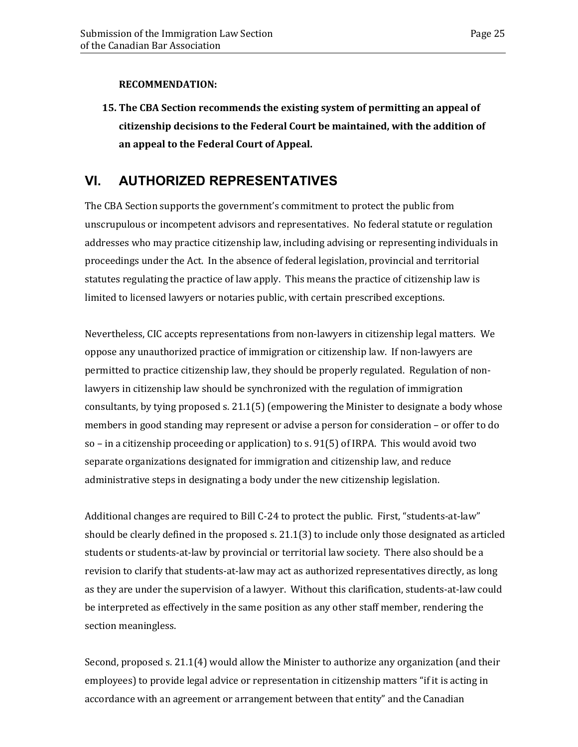**RECOMMENDATION:**

15. **The CBA Section recommends the existing system of permitting an appeal of citizenship decisions to the Federal Court be maintained, with the addition of an appeal to the Federal Court of Appeal.**

## VI. AUTHORIZED REPRESENTATIVES

The CBA Section supports the government's commitment to protect the public from unscrupulous or incompetent advisors and representatives. No federal statute or regulation addresses who may practice citizenship law, including advising or representing individuals in proceedings under the Act. In the absence of federal legislation, provincial and territorial statutes regulating the practice of law apply. This means the practice of citizenship law is limited to licensed lawyers or notaries public, with certain prescribed exceptions.

Nevertheless, CIC accepts representations from non-lawyers in citizenship legal matters. We oppose any unauthorized practice of immigration or citizenship law. If non-lawyers are permitted to practice citizenship law, they should be properly regulated. Regulation of non-lawyers in citizenship law should be synchronized with the regulation of immigration consultants, by tying proposed s. 21.1(5) (empowering the Minister to designate a body whose members in good standing may represent or advise a person for consideration – or offer to do so – in a citizenship proceeding or application) to s. 91(5) of IRPA. This would avoid two separate organizations designated for immigration and citizenship law, and reduce administrative steps in designating a body under the new citizenship legislation.

Additional changes are required to Bill C-24 to protect the public. First, "students-at-law" should be clearly defined in the proposed s. 21.1(3) to include only those designated as articled students or students-at-law by provincial or territorial law society. There also should be a revision to clarify that students-at-law may act as authorized representatives directly, as long as they are under the supervision of a lawyer. Without this clarification, students-at-law could be interpreted as effectively in the same position as any other staff member, rendering the section meaningless.

Second, proposed s. 21.1(4) would allow the Minister to authorize any organization (and their employees) to provide legal advice or representation in citizenship matters "if it is acting in accordance with an agreement or arrangement between that entity" and the Canadian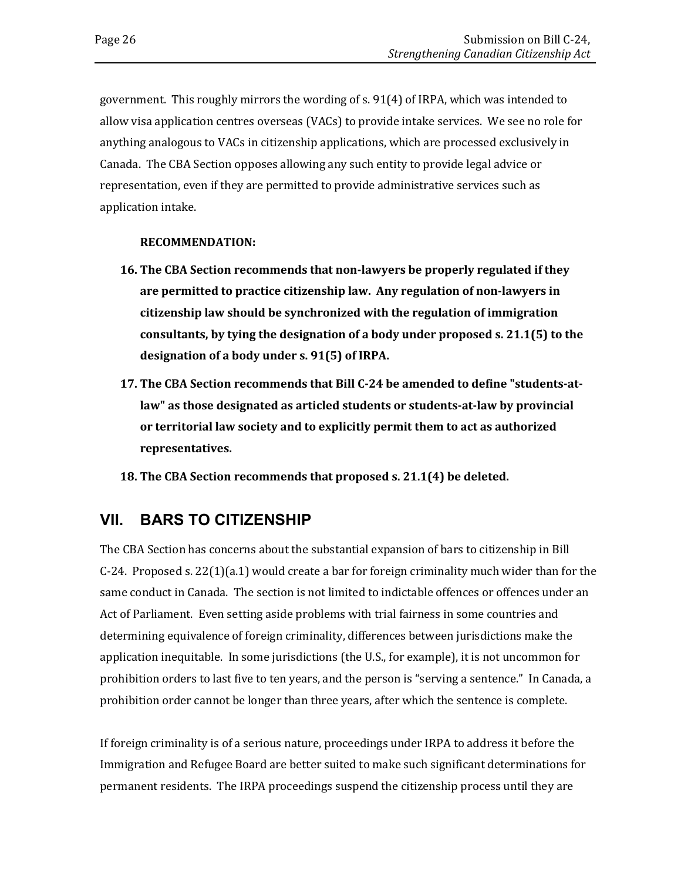government. This roughly mirrors the wording of s. 91(4) of IRPA, which was intended to allow visa application centres overseas (VACs) to provide intake services. We see no role for anything analogous to VACs in citizenship applications, which are processed exclusively in Canada. The CBA Section opposes allowing any such entity to provide legal advice or representation, even if they are permitted to provide administrative services such as application intake.

**RECOMMENDATION:**

16. **The CBA Section recommends that non-lawyers be properly regulated if they are permitted to practice citizenship law. Any regulation of non-lawyers in citizenship law should be synchronized with the regulation of immigration consultants, by tying the designation of a body under proposed s. 21.1(5) to the designation of a body under s. 91(5) of IRPA.**

17. **The CBA Section recommends that Bill C-24 be amended to define "students-at-law" as those designated as articled students or students-at-law by provincial or territorial law society and to explicitly permit them to act as authorized representatives.**

18. **The CBA Section recommends that proposed s. 21.1(4) be deleted.**

## VII. BARS TO CITIZENSHIP

The CBA Section has concerns about the substantial expansion of bars to citizenship in Bill C-24. Proposed s. 22(1)(a.1) would create a bar for foreign criminality much wider than for the same conduct in Canada. The section is not limited to indictable offences or offences under an Act of Parliament. Even setting aside problems with trial fairness in some countries and determining equivalence of foreign criminality, differences between jurisdictions make the application inequitable. In some jurisdictions (the U.S., for example), it is not uncommon for prohibition orders to last five to ten years, and the person is "serving a sentence." In Canada, a prohibition order cannot be longer than three years, after which the sentence is complete.

If foreign criminality is of a serious nature, proceedings under IRPA to address it before the Immigration and Refugee Board are better suited to make such significant determinations for permanent residents. The IRPA proceedings suspend the citizenship process until they are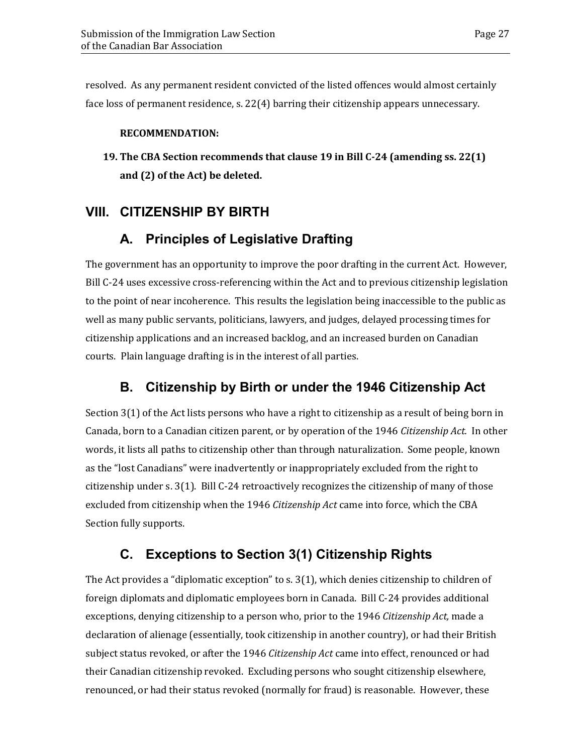resolved. As any permanent resident convicted of the listed offences would almost certainly face loss of permanent residence, s. 22(4) barring their citizenship appears unnecessary.

**RECOMMENDATION:**

**19. The CBA Section recommends that clause 19 in Bill C-24 (amending ss. 22(1) and (2) of the Act) be deleted.**

## VIII. CITIZENSHIP BY BIRTH

### A. Principles of Legislative Drafting

The government has an opportunity to improve the poor drafting in the current Act. However, Bill C-24 uses excessive cross-referencing within the Act and to previous citizenship legislation to the point of near incoherence. This results the legislation being inaccessible to the public as well as many public servants, politicians, lawyers, and judges, delayed processing times for citizenship applications and an increased backlog, and an increased burden on Canadian courts. Plain language drafting is in the interest of all parties.

### B. Citizenship by Birth or under the 1946 Citizenship Act

Section 3(1) of the Act lists persons who have a right to citizenship as a result of being born in Canada, born to a Canadian citizen parent, or by operation of the 1946 *Citizenship Act.* In other words, it lists all paths to citizenship other than through naturalization. Some people, known as the "lost Canadians" were inadvertently or inappropriately excluded from the right to citizenship under s. 3(1). Bill C-24 retroactively recognizes the citizenship of many of those excluded from citizenship when the 1946 *Citizenship Act* came into force, which the CBA Section fully supports.

### C. Exceptions to Section 3(1) Citizenship Rights

The Act provides a "diplomatic exception" to s. 3(1), which denies citizenship to children of foreign diplomats and diplomatic employees born in Canada. Bill C-24 provides additional exceptions, denying citizenship to a person who, prior to the 1946 *Citizenship Act,* made a declaration of alienage (essentially, took citizenship in another country), or had their British subject status revoked, or after the 1946 *Citizenship Act* came into effect, renounced or had their Canadian citizenship revoked. Excluding persons who sought citizenship elsewhere, renounced, or had their status revoked (normally for fraud) is reasonable. However, these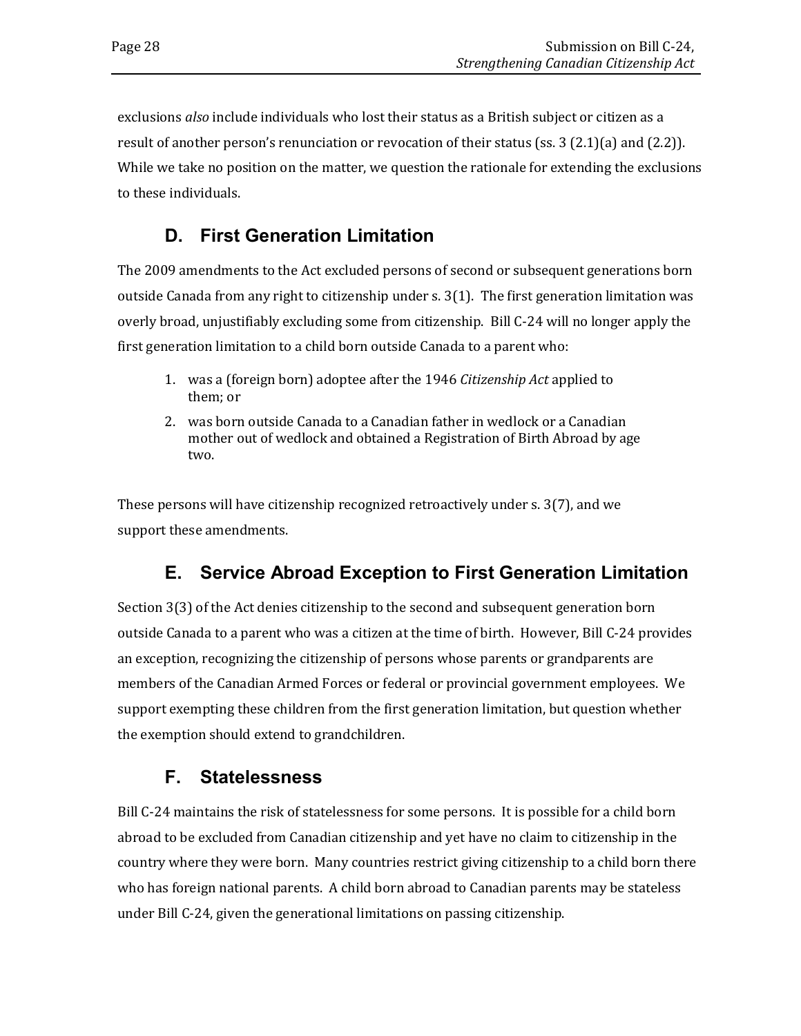exclusions *also* include individuals who lost their status as a British subject or citizen as a result of another person's renunciation or revocation of their status (ss. 3 (2.1)(a) and (2.2)). While we take no position on the matter, we question the rationale for extending the exclusions to these individuals.

## D. First Generation Limitation

The 2009 amendments to the Act excluded persons of second or subsequent generations born outside Canada from any right to citizenship under s. 3(1). The first generation limitation was overly broad, unjustifiably excluding some from citizenship. Bill C-24 will no longer apply the first generation limitation to a child born outside Canada to a parent who:

1. was a (foreign born) adoptee after the 1946 *Citizenship Act* applied to them; or
2. was born outside Canada to a Canadian father in wedlock or a Canadian mother out of wedlock and obtained a Registration of Birth Abroad by age two.

These persons will have citizenship recognized retroactively under s. 3(7), and we support these amendments.

## E. Service Abroad Exception to First Generation Limitation

Section 3(3) of the Act denies citizenship to the second and subsequent generation born outside Canada to a parent who was a citizen at the time of birth. However, Bill C-24 provides an exception, recognizing the citizenship of persons whose parents or grandparents are members of the Canadian Armed Forces or federal or provincial government employees. We support exempting these children from the first generation limitation, but question whether the exemption should extend to grandchildren.

## F. Statelessness

Bill C-24 maintains the risk of statelessness for some persons. It is possible for a child born abroad to be excluded from Canadian citizenship and yet have no claim to citizenship in the country where they were born. Many countries restrict giving citizenship to a child born there who has foreign national parents. A child born abroad to Canadian parents may be stateless under Bill C-24, given the generational limitations on passing citizenship.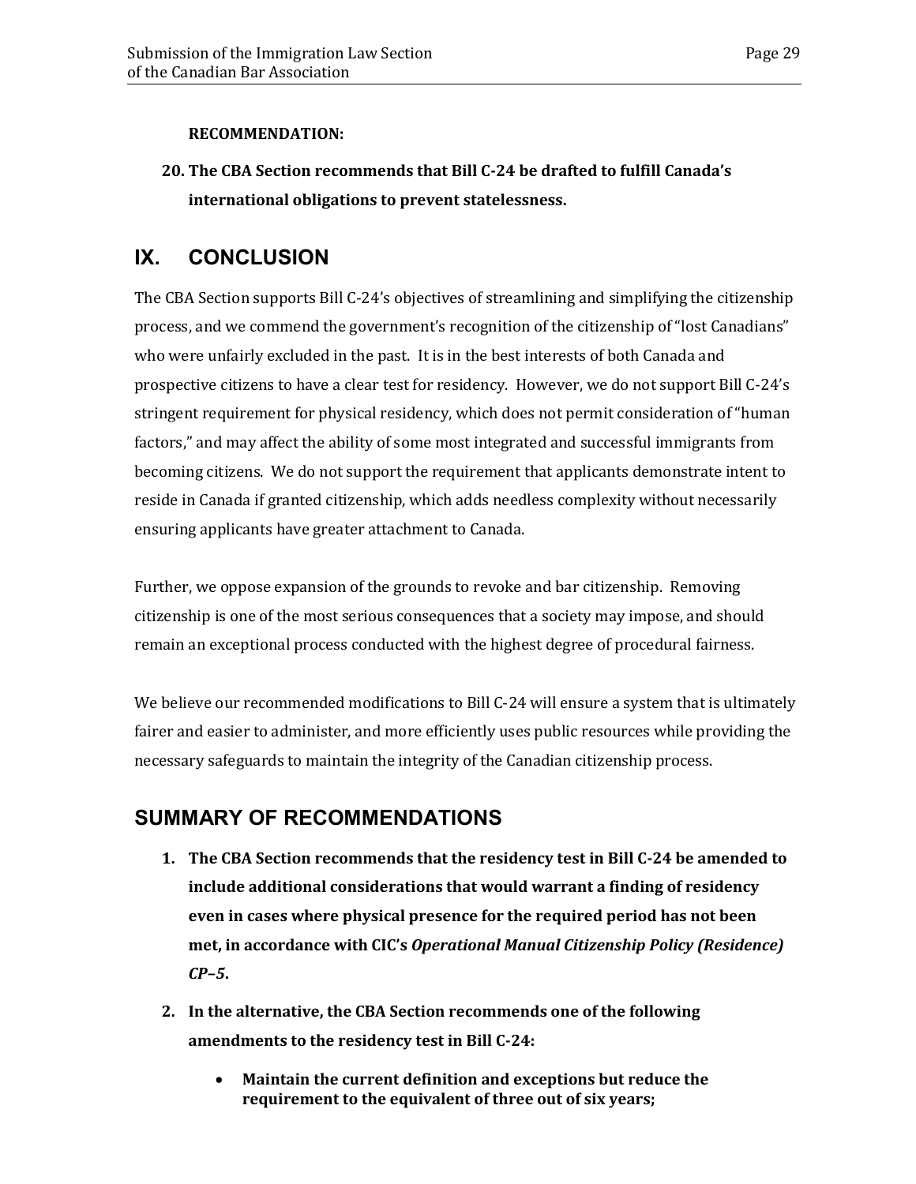**RECOMMENDATION:**

20. **The CBA Section recommends that Bill C-24 be drafted to fulfill Canada's international obligations to prevent statelessness.**

## IX. CONCLUSION

The CBA Section supports Bill C-24's objectives of streamlining and simplifying the citizenship process, and we commend the government's recognition of the citizenship of "lost Canadians" who were unfairly excluded in the past. It is in the best interests of both Canada and prospective citizens to have a clear test for residency. However, we do not support Bill C-24's stringent requirement for physical residency, which does not permit consideration of "human factors," and may affect the ability of some most integrated and successful immigrants from becoming citizens. We do not support the requirement that applicants demonstrate intent to reside in Canada if granted citizenship, which adds needless complexity without necessarily ensuring applicants have greater attachment to Canada.

Further, we oppose expansion of the grounds to revoke and bar citizenship. Removing citizenship is one of the most serious consequences that a society may impose, and should remain an exceptional process conducted with the highest degree of procedural fairness.

We believe our recommended modifications to Bill C-24 will ensure a system that is ultimately fairer and easier to administer, and more efficiently uses public resources while providing the necessary safeguards to maintain the integrity of the Canadian citizenship process.

## SUMMARY OF RECOMMENDATIONS

1. **The CBA Section recommends that the residency test in Bill C-24 be amended to include additional considerations that would warrant a finding of residency even in cases where physical presence for the required period has not been met, in accordance with CIC's *Operational Manual Citizenship Policy (Residence) CP–5*.**

2. **In the alternative, the CBA Section recommends one of the following amendments to the residency test in Bill C-24:**

   - **Maintain the current definition and exceptions but reduce the requirement to the equivalent of three out of six years;**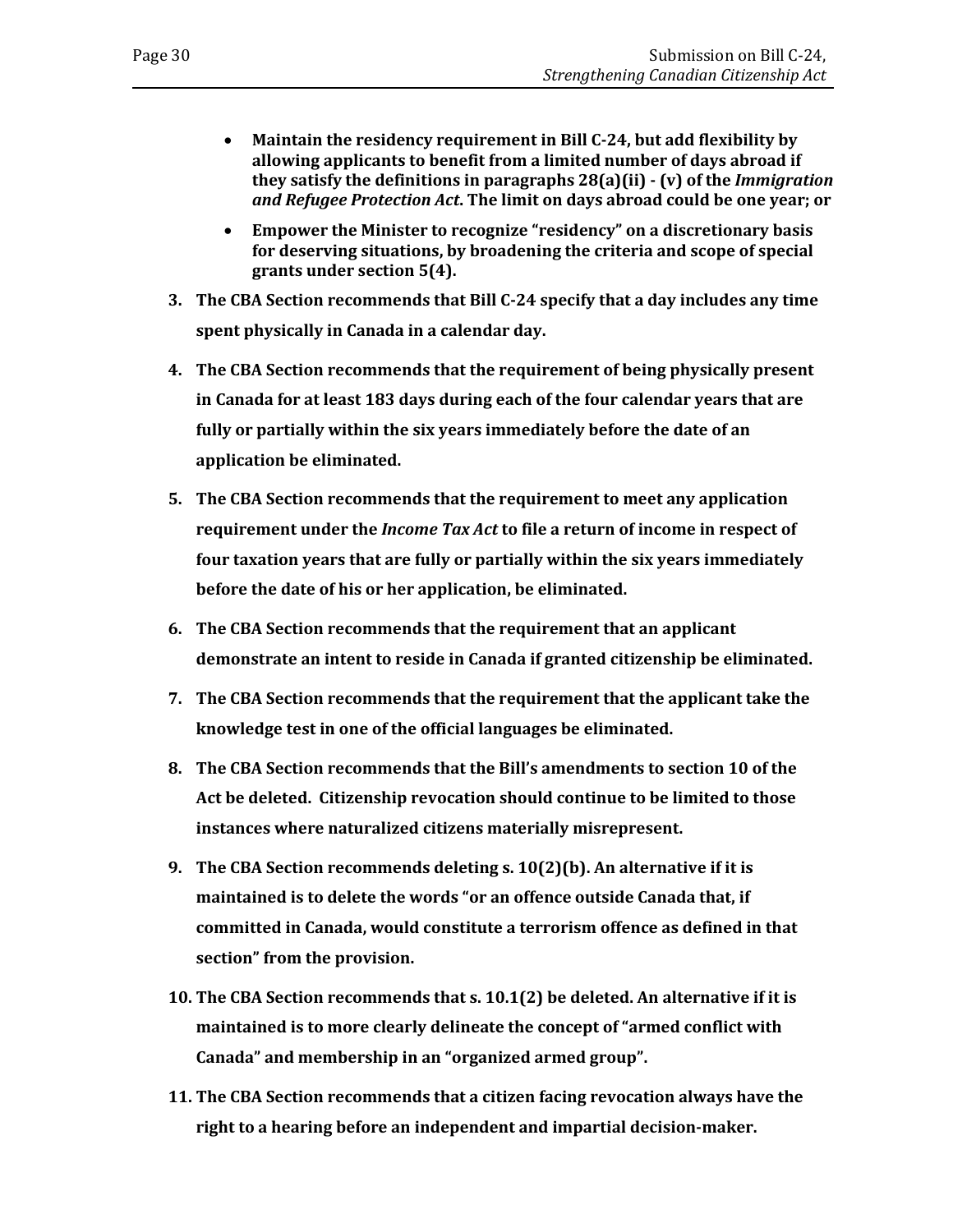- **Maintain the residency requirement in Bill C-24, but add flexibility by allowing applicants to benefit from a limited number of days abroad if they satisfy the definitions in paragraphs 28(a)(ii) - (v) of the *Immigration and Refugee Protection Act*. The limit on days abroad could be one year; or**
- **Empower the Minister to recognize "residency" on a discretionary basis for deserving situations, by broadening the criteria and scope of special grants under section 5(4).**

3. **The CBA Section recommends that Bill C-24 specify that a day includes any time spent physically in Canada in a calendar day.**

4. **The CBA Section recommends that the requirement of being physically present in Canada for at least 183 days during each of the four calendar years that are fully or partially within the six years immediately before the date of an application be eliminated.**

5. **The CBA Section recommends that the requirement to meet any application requirement under the *Income Tax Act* to file a return of income in respect of four taxation years that are fully or partially within the six years immediately before the date of his or her application, be eliminated.**

6. **The CBA Section recommends that the requirement that an applicant demonstrate an intent to reside in Canada if granted citizenship be eliminated.**

7. **The CBA Section recommends that the requirement that the applicant take the knowledge test in one of the official languages be eliminated.**

8. **The CBA Section recommends that the Bill's amendments to section 10 of the Act be deleted. Citizenship revocation should continue to be limited to those instances where naturalized citizens materially misrepresent.**

9. **The CBA Section recommends deleting s. 10(2)(b). An alternative if it is maintained is to delete the words "or an offence outside Canada that, if committed in Canada, would constitute a terrorism offence as defined in that section" from the provision.**

10. **The CBA Section recommends that s. 10.1(2) be deleted. An alternative if it is maintained is to more clearly delineate the concept of "armed conflict with Canada" and membership in an "organized armed group".**

11. **The CBA Section recommends that a citizen facing revocation always have the right to a hearing before an independent and impartial decision-maker.**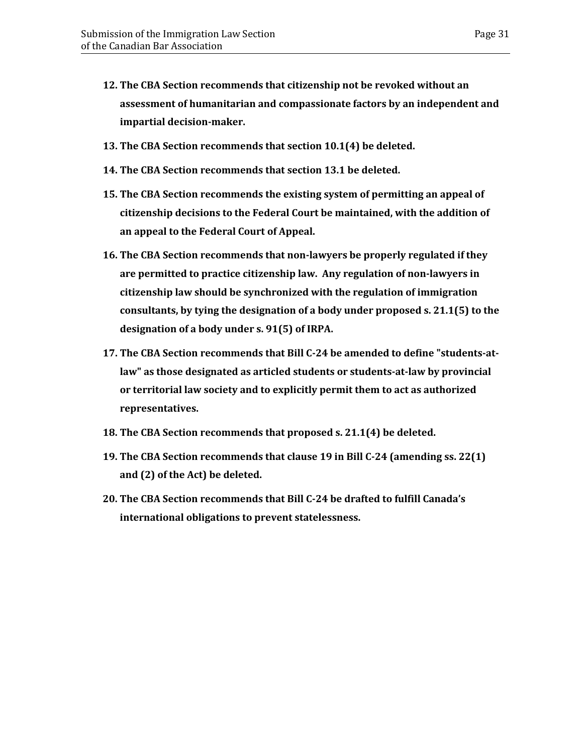12. **The CBA Section recommends that citizenship not be revoked without an assessment of humanitarian and compassionate factors by an independent and impartial decision-maker.**
13. **The CBA Section recommends that section 10.1(4) be deleted.**
14. **The CBA Section recommends that section 13.1 be deleted.**
15. **The CBA Section recommends the existing system of permitting an appeal of citizenship decisions to the Federal Court be maintained, with the addition of an appeal to the Federal Court of Appeal.**
16. **The CBA Section recommends that non-lawyers be properly regulated if they are permitted to practice citizenship law. Any regulation of non-lawyers in citizenship law should be synchronized with the regulation of immigration consultants, by tying the designation of a body under proposed s. 21.1(5) to the designation of a body under s. 91(5) of IRPA.**
17. **The CBA Section recommends that Bill C-24 be amended to define "students-at-law" as those designated as articled students or students-at-law by provincial or territorial law society and to explicitly permit them to act as authorized representatives.**
18. **The CBA Section recommends that proposed s. 21.1(4) be deleted.**
19. **The CBA Section recommends that clause 19 in Bill C-24 (amending ss. 22(1) and (2) of the Act) be deleted.**
20. **The CBA Section recommends that Bill C-24 be drafted to fulfill Canada's international obligations to prevent statelessness.**